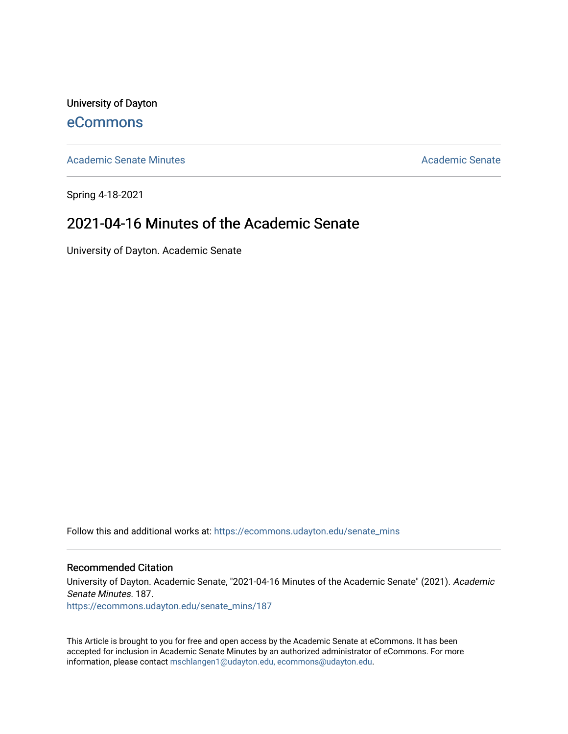University of Dayton

eCommons

Academic Senate Minutes | Academic Senate

Spring 4-18-2021

# 2021-04-16 Minutes of the Academic Senate

University of Dayton. Academic Senate

Follow this and additional works at: https://ecommons.udayton.edu/senate_mins

## Recommended Citation

University of Dayton. Academic Senate, "2021-04-16 Minutes of the Academic Senate" (2021). *Academic Senate Minutes*. 187.
https://ecommons.udayton.edu/senate_mins/187

This Article is brought to you for free and open access by the Academic Senate at eCommons. It has been accepted for inclusion in Academic Senate Minutes by an authorized administrator of eCommons. For more information, please contact mschlangen1@udayton.edu, ecommons@udayton.edu.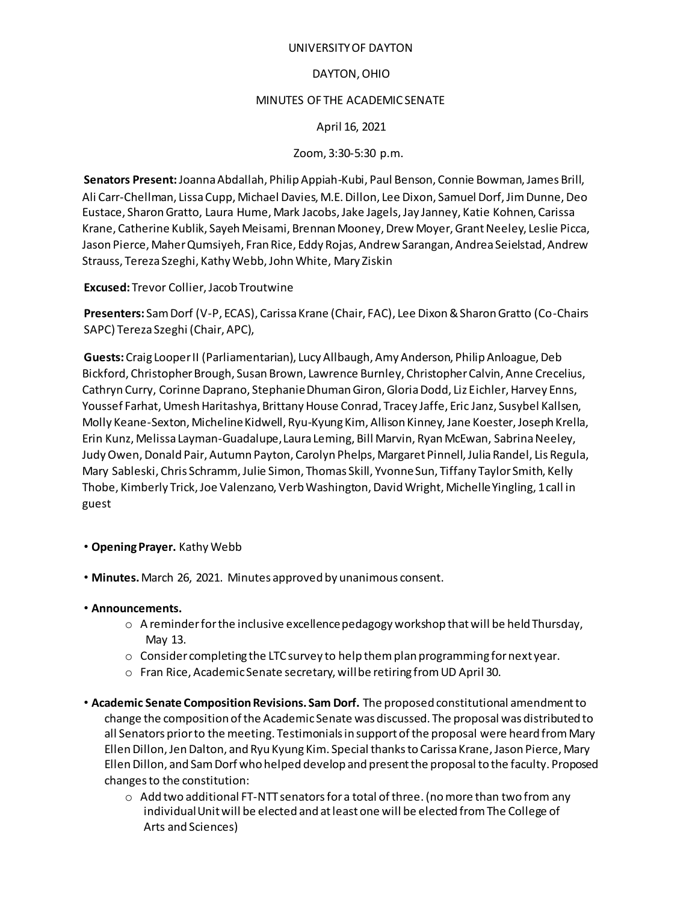UNIVERSITY OF DAYTON

DAYTON, OHIO

MINUTES OF THE ACADEMIC SENATE

April 16, 2021

Zoom, 3:30-5:30 p.m.

**Senators Present:** Joanna Abdallah, Philip Appiah-Kubi, Paul Benson, Connie Bowman, James Brill, Ali Carr-Chellman, Lissa Cupp, Michael Davies, M.E. Dillon, Lee Dixon, Samuel Dorf, Jim Dunne, Deo Eustace, Sharon Gratto, Laura Hume, Mark Jacobs, Jake Jagels, Jay Janney, Katie Kohnen, Carissa Krane, Catherine Kublik, Sayeh Meisami, Brennan Mooney, Drew Moyer, Grant Neeley, Leslie Picca, Jason Pierce, Maher Qumsiyeh, Fran Rice, Eddy Rojas, Andrew Sarangan, Andrea Seielstad, Andrew Strauss, Tereza Szeghi, Kathy Webb, John White, Mary Ziskin

**Excused:** Trevor Collier, Jacob Troutwine

**Presenters:** Sam Dorf (V-P, ECAS), Carissa Krane (Chair, FAC), Lee Dixon & Sharon Gratto (Co-Chairs SAPC) Tereza Szeghi (Chair, APC),

**Guests:** Craig Looper II (Parliamentarian), Lucy Allbaugh, Amy Anderson, Philip Anloague, Deb Bickford, Christopher Brough, Susan Brown, Lawrence Burnley, Christopher Calvin, Anne Crecelius, Cathryn Curry, Corinne Daprano, Stephanie Dhuman Giron, Gloria Dodd, Liz Eichler, Harvey Enns, Youssef Farhat, Umesh Haritashya, Brittany House Conrad, Tracey Jaffe, Eric Janz, Susybel Kallsen, Molly Keane-Sexton, Micheline Kidwell, Ryu-Kyung Kim, Allison Kinney, Jane Koester, Joseph Krella, Erin Kunz, Melissa Layman-Guadalupe, Laura Leming, Bill Marvin, Ryan McEwan, Sabrina Neeley, Judy Owen, Donald Pair, Autumn Payton, Carolyn Phelps, Margaret Pinnell, Julia Randel, Lis Regula, Mary Sableski, Chris Schramm, Julie Simon, Thomas Skill, Yvonne Sun, Tiffany Taylor Smith, Kelly Thobe, Kimberly Trick, Joe Valenzano, Verb Washington, David Wright, Michelle Yingling, 1 call in guest

- **Opening Prayer.** Kathy Webb
- **Minutes.** March 26, 2021. Minutes approved by unanimous consent.
- **Announcements.**
    - A reminder for the inclusive excellence pedagogy workshop that will be held Thursday, May 13.
    - Consider completing the LTC survey to help them plan programming for next year.
    - Fran Rice, Academic Senate secretary, will be retiring from UD April 30.
- **Academic Senate Composition Revisions. Sam Dorf.** The proposed constitutional amendment to change the composition of the Academic Senate was discussed. The proposal was distributed to all Senators prior to the meeting. Testimonials in support of the proposal were heard from Mary Ellen Dillon, Jen Dalton, and Ryu Kyung Kim. Special thanks to Carissa Krane, Jason Pierce, Mary Ellen Dillon, and Sam Dorf who helped develop and present the proposal to the faculty. Proposed changes to the constitution:
    - Add two additional FT-NTT senators for a total of three. (no more than two from any individual Unit will be elected and at least one will be elected from The College of Arts and Sciences)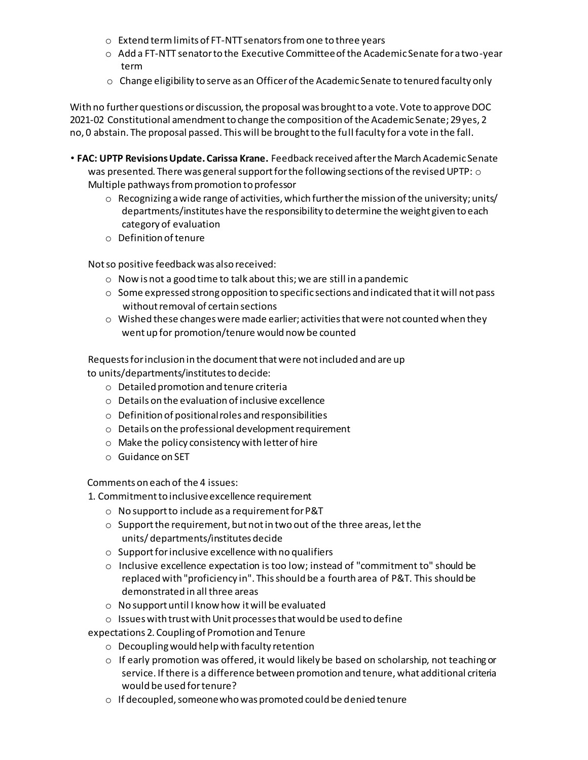- Extend term limits of FT-NTT senators from one to three years
- Add a FT-NTT senator to the Executive Committee of the Academic Senate for a two-year term
- Change eligibility to serve as an Officer of the Academic Senate to tenured faculty only

With no further questions or discussion, the proposal was brought to a vote. Vote to approve DOC 2021-02 Constitutional amendment to change the composition of the Academic Senate; 29 yes, 2 no, 0 abstain. The proposal passed. This will be brought to the full faculty for a vote in the fall.

- **FAC: UPTP Revisions Update. Carissa Krane.** Feedback received after the March Academic Senate was presented. There was general support for the following sections of the revised UPTP:
  - Multiple pathways from promotion to professor
  - Recognizing a wide range of activities, which further the mission of the university; units/ departments/institutes have the responsibility to determine the weight given to each category of evaluation
  - Definition of tenure

  Not so positive feedback was also received:
  - Now is not a good time to talk about this; we are still in a pandemic
  - Some expressed strong opposition to specific sections and indicated that it will not pass without removal of certain sections
  - Wished these changes were made earlier; activities that were not counted when they went up for promotion/tenure would now be counted

  Requests for inclusion in the document that were not included and are up to units/departments/institutes to decide:
  - Detailed promotion and tenure criteria
  - Details on the evaluation of inclusive excellence
  - Definition of positional roles and responsibilities
  - Details on the professional development requirement
  - Make the policy consistency with letter of hire
  - Guidance on SET

  Comments on each of the 4 issues:

  1. Commitment to inclusive excellence requirement
     - No support to include as a requirement for P&T
     - Support the requirement, but not in two out of the three areas, let the units/ departments/institutes decide
     - Support for inclusive excellence with no qualifiers
     - Inclusive excellence expectation is too low; instead of "commitment to" should be replaced with "proficiency in". This should be a fourth area of P&T. This should be demonstrated in all three areas
     - No support until I know how it will be evaluated
     - Issues with trust with Unit processes that would be used to define expectations
  2. Coupling of Promotion and Tenure
     - Decoupling would help with faculty retention
     - If early promotion was offered, it would likely be based on scholarship, not teaching or service. If there is a difference between promotion and tenure, what additional criteria would be used for tenure?
     - If decoupled, someone who was promoted could be denied tenure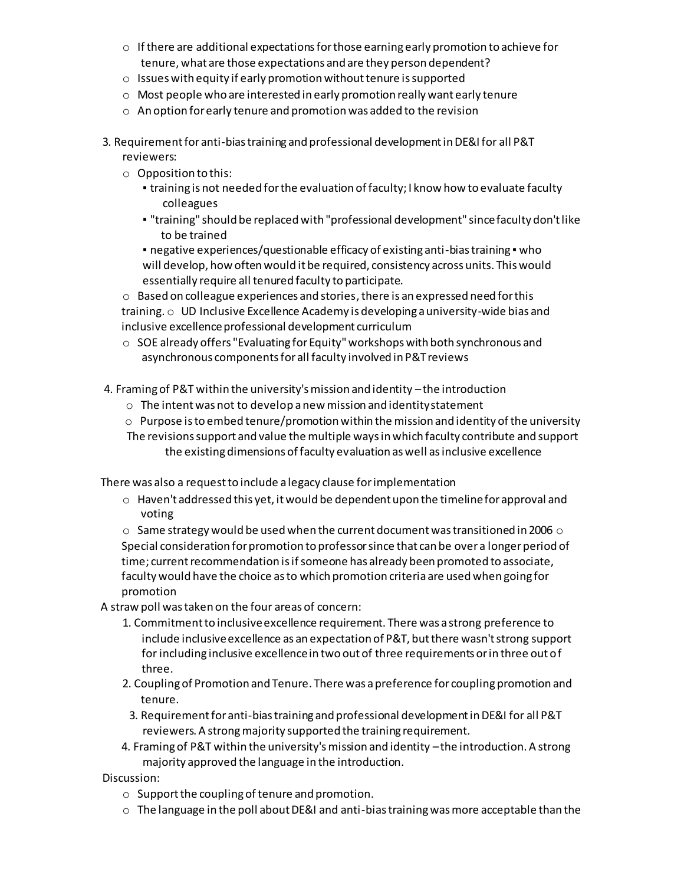- If there are additional expectations for those earning early promotion to achieve for tenure, what are those expectations and are they person dependent?
- Issues with equity if early promotion without tenure is supported
- Most people who are interested in early promotion really want early tenure
- An option for early tenure and promotion was added to the revision

3. Requirement for anti-bias training and professional development in DE&I for all P&T reviewers:
   - Opposition to this:
     - training is not needed for the evaluation of faculty; I know how to evaluate faculty colleagues
     - "training" should be replaced with "professional development" since faculty don't like to be trained
     - negative experiences/questionable efficacy of existing anti-bias training ▪ who will develop, how often would it be required, consistency across units. This would essentially require all tenured faculty to participate.
   - Based on colleague experiences and stories, there is an expressed need for this training. ○ UD Inclusive Excellence Academy is developing a university-wide bias and inclusive excellence professional development curriculum
   - SOE already offers "Evaluating for Equity" workshops with both synchronous and asynchronous components for all faculty involved in P&T reviews

4. Framing of P&T within the university's mission and identity – the introduction
   - The intent was not to develop a new mission and identity statement
   - Purpose is to embed tenure/promotion within the mission and identity of the university The revisions support and value the multiple ways in which faculty contribute and support the existing dimensions of faculty evaluation as well as inclusive excellence

There was also a request to include a legacy clause for implementation

- Haven't addressed this yet, it would be dependent upon the timeline for approval and voting
- Same strategy would be used when the current document was transitioned in 2006 ○ Special consideration for promotion to professor since that can be over a longer period of time; current recommendation is if someone has already been promoted to associate, faculty would have the choice as to which promotion criteria are used when going for promotion

A straw poll was taken on the four areas of concern:

1. Commitment to inclusive excellence requirement. There was a strong preference to include inclusive excellence as an expectation of P&T, but there wasn't strong support for including inclusive excellence in two out of three requirements or in three out of three.
2. Coupling of Promotion and Tenure. There was a preference for coupling promotion and tenure.
3. Requirement for anti-bias training and professional development in DE&I for all P&T reviewers. A strong majority supported the training requirement.
4. Framing of P&T within the university's mission and identity – the introduction. A strong majority approved the language in the introduction.

Discussion:

- Support the coupling of tenure and promotion.
- The language in the poll about DE&I and anti-bias training was more acceptable than the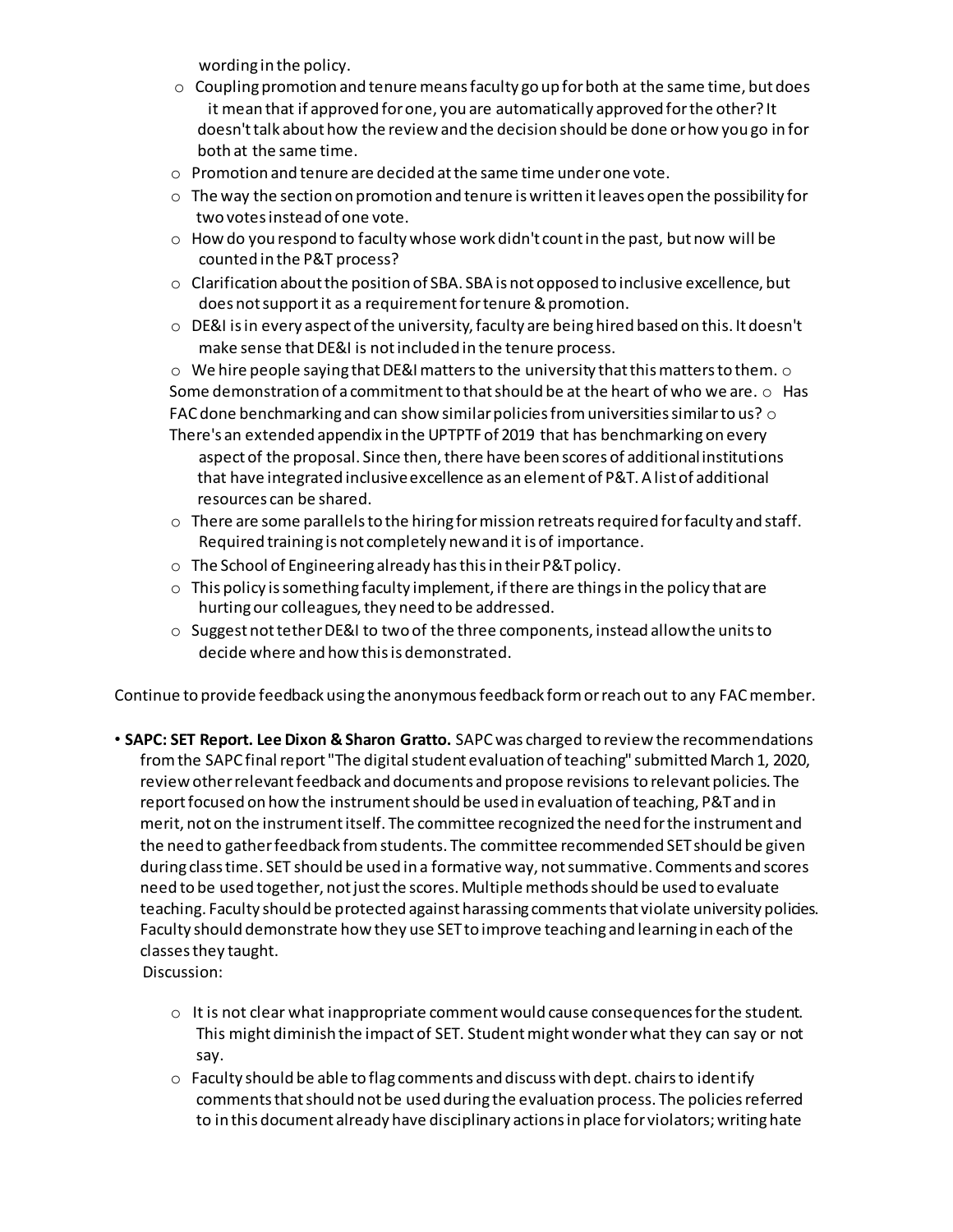wording in the policy.

- Coupling promotion and tenure means faculty go up for both at the same time, but does it mean that if approved for one, you are automatically approved for the other? It doesn't talk about how the review and the decision should be done or how you go in for both at the same time.
- Promotion and tenure are decided at the same time under one vote.
- The way the section on promotion and tenure is written it leaves open the possibility for two votes instead of one vote.
- How do you respond to faculty whose work didn't count in the past, but now will be counted in the P&T process?
- Clarification about the position of SBA. SBA is not opposed to inclusive excellence, but does not support it as a requirement for tenure & promotion.
- DE&I is in every aspect of the university, faculty are being hired based on this. It doesn't make sense that DE&I is not included in the tenure process.
- We hire people saying that DE&I matters to the university that this matters to them. ○ Some demonstration of a commitment to that should be at the heart of who we are. ○ Has FAC done benchmarking and can show similar policies from universities similar to us? ○ There's an extended appendix in the UPTPTF of 2019 that has benchmarking on every aspect of the proposal. Since then, there have been scores of additional institutions that have integrated inclusive excellence as an element of P&T. A list of additional resources can be shared.
- There are some parallels to the hiring for mission retreats required for faculty and staff. Required training is not completely new and it is of importance.
- The School of Engineering already has this in their P&T policy.
- This policy is something faculty implement, if there are things in the policy that are hurting our colleagues, they need to be addressed.
- Suggest not tether DE&I to two of the three components, instead allow the units to decide where and how this is demonstrated.

Continue to provide feedback using the anonymous feedback form or reach out to any FAC member.

- **SAPC: SET Report. Lee Dixon & Sharon Gratto.** SAPC was charged to review the recommendations from the SAPC final report "The digital student evaluation of teaching" submitted March 1, 2020, review other relevant feedback and documents and propose revisions to relevant policies. The report focused on how the instrument should be used in evaluation of teaching, P&T and in merit, not on the instrument itself. The committee recognized the need for the instrument and the need to gather feedback from students. The committee recommended SET should be given during class time. SET should be used in a formative way, not summative. Comments and scores need to be used together, not just the scores. Multiple methods should be used to evaluate teaching. Faculty should be protected against harassing comments that violate university policies. Faculty should demonstrate how they use SET to improve teaching and learning in each of the classes they taught.

  Discussion:

  - It is not clear what inappropriate comment would cause consequences for the student. This might diminish the impact of SET. Student might wonder what they can say or not say.
  - Faculty should be able to flag comments and discuss with dept. chairs to identify comments that should not be used during the evaluation process. The policies referred to in this document already have disciplinary actions in place for violators; writing hate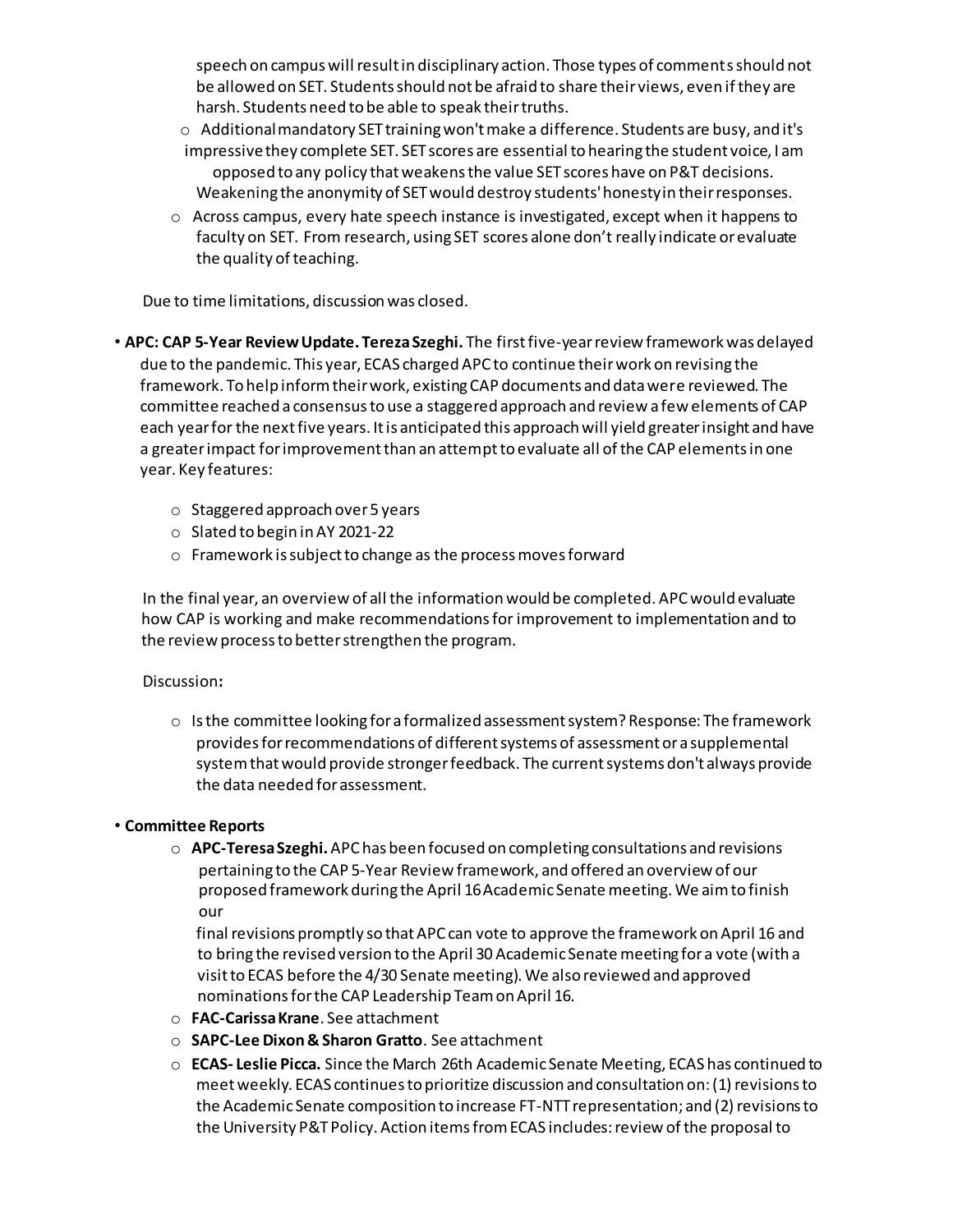speech on campus will result in disciplinary action. Those types of comments should not be allowed on SET. Students should not be afraid to share their views, even if they are harsh. Students need to be able to speak their truths.

- Additional mandatory SET training won't make a difference. Students are busy, and it's impressive they complete SET. SET scores are essential to hearing the student voice, I am opposed to any policy that weakens the value SET scores have on P&T decisions. Weakening the anonymity of SET would destroy students' honesty in their responses.
- Across campus, every hate speech instance is investigated, except when it happens to faculty on SET. From research, using SET scores alone don't really indicate or evaluate the quality of teaching.

Due to time limitations, discussion was closed.

- **APC: CAP 5-Year Review Update. Tereza Szeghi.** The first five-year review framework was delayed due to the pandemic. This year, ECAS charged APC to continue their work on revising the framework. To help inform their work, existing CAP documents and data were reviewed. The committee reached a consensus to use a staggered approach and review a few elements of CAP each year for the next five years. It is anticipated this approach will yield greater insight and have a greater impact for improvement than an attempt to evaluate all of the CAP elements in one year. Key features:
  - Staggered approach over 5 years
  - Slated to begin in AY 2021-22
  - Framework is subject to change as the process moves forward

  In the final year, an overview of all the information would be completed. APC would evaluate how CAP is working and make recommendations for improvement to implementation and to the review process to better strengthen the program.

  Discussion**:**

  - Is the committee looking for a formalized assessment system? Response: The framework provides for recommendations of different systems of assessment or a supplemental system that would provide stronger feedback. The current systems don't always provide the data needed for assessment.

- **Committee Reports**
  - **APC-Teresa Szeghi.** APC has been focused on completing consultations and revisions pertaining to the CAP 5-Year Review framework, and offered an overview of our proposed framework during the April 16 Academic Senate meeting. We aim to finish our final revisions promptly so that APC can vote to approve the framework on April 16 and to bring the revised version to the April 30 Academic Senate meeting for a vote (with a visit to ECAS before the 4/30 Senate meeting). We also reviewed and approved nominations for the CAP Leadership Team on April 16.
  - **FAC-Carissa Krane**. See attachment
  - **SAPC-Lee Dixon & Sharon Gratto**. See attachment
  - **ECAS- Leslie Picca.** Since the March 26th Academic Senate Meeting, ECAS has continued to meet weekly. ECAS continues to prioritize discussion and consultation on: (1) revisions to the Academic Senate composition to increase FT-NTT representation; and (2) revisions to the University P&T Policy. Action items from ECAS includes: review of the proposal to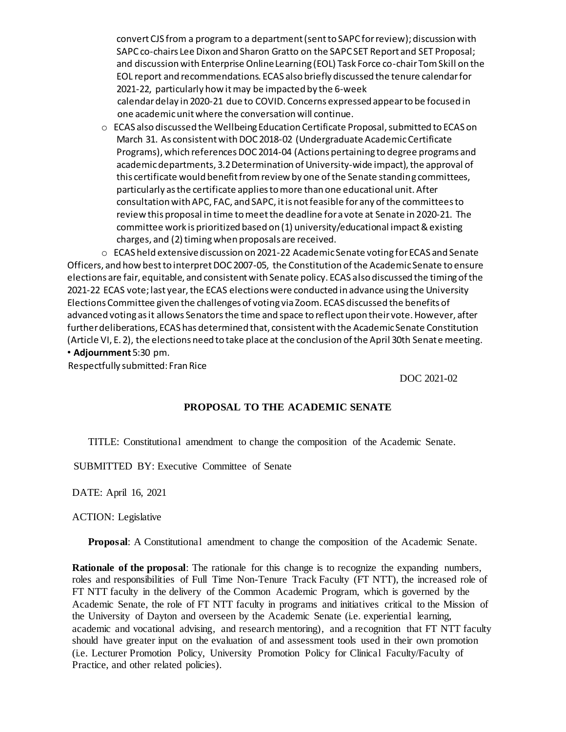convert CJS from a program to a department (sent to SAPC for review); discussion with SAPC co-chairs Lee Dixon and Sharon Gratto on the SAPC SET Report and SET Proposal; and discussion with Enterprise Online Learning (EOL) Task Force co-chair Tom Skill on the EOL report and recommendations. ECAS also briefly discussed the tenure calendar for 2021-22, particularly how it may be impacted by the 6-week calendar delay in 2020-21 due to COVID. Concerns expressed appear to be focused in one academic unit where the conversation will continue.

- ECAS also discussed the Wellbeing Education Certificate Proposal, submitted to ECAS on March 31. As consistent with DOC 2018-02 (Undergraduate Academic Certificate Programs), which references DOC 2014-04 (Actions pertaining to degree programs and academic departments, 3.2 Determination of University-wide impact), the approval of this certificate would benefit from review by one of the Senate standing committees, particularly as the certificate applies to more than one educational unit. After consultation with APC, FAC, and SAPC, it is not feasible for any of the committees to review this proposal in time to meet the deadline for a vote at Senate in 2020-21. The committee work is prioritized based on (1) university/educational impact & existing charges, and (2) timing when proposals are received.
- ECAS held extensive discussion on 2021-22 Academic Senate voting for ECAS and Senate Officers, and how best to interpret DOC 2007-05, the Constitution of the Academic Senate to ensure elections are fair, equitable, and consistent with Senate policy. ECAS also discussed the timing of the 2021-22 ECAS vote; last year, the ECAS elections were conducted in advance using the University Elections Committee given the challenges of voting via Zoom. ECAS discussed the benefits of advanced voting as it allows Senators the time and space to reflect upon their vote. However, after further deliberations, ECAS has determined that, consistent with the Academic Senate Constitution (Article VI, E. 2), the elections need to take place at the conclusion of the April 30th Senate meeting.

• **Adjournment** 5:30 pm.

Respectfully submitted: Fran Rice

DOC 2021-02

## PROPOSAL TO THE ACADEMIC SENATE

TITLE: Constitutional amendment to change the composition of the Academic Senate.

SUBMITTED BY: Executive Committee of Senate

DATE: April 16, 2021

ACTION: Legislative

**Proposal**: A Constitutional amendment to change the composition of the Academic Senate.

**Rationale of the proposal**: The rationale for this change is to recognize the expanding numbers, roles and responsibilities of Full Time Non-Tenure Track Faculty (FT NTT), the increased role of FT NTT faculty in the delivery of the Common Academic Program, which is governed by the Academic Senate, the role of FT NTT faculty in programs and initiatives critical to the Mission of the University of Dayton and overseen by the Academic Senate (i.e. experiential learning, academic and vocational advising, and research mentoring), and a recognition that FT NTT faculty should have greater input on the evaluation of and assessment tools used in their own promotion (i.e. Lecturer Promotion Policy, University Promotion Policy for Clinical Faculty/Faculty of Practice, and other related policies).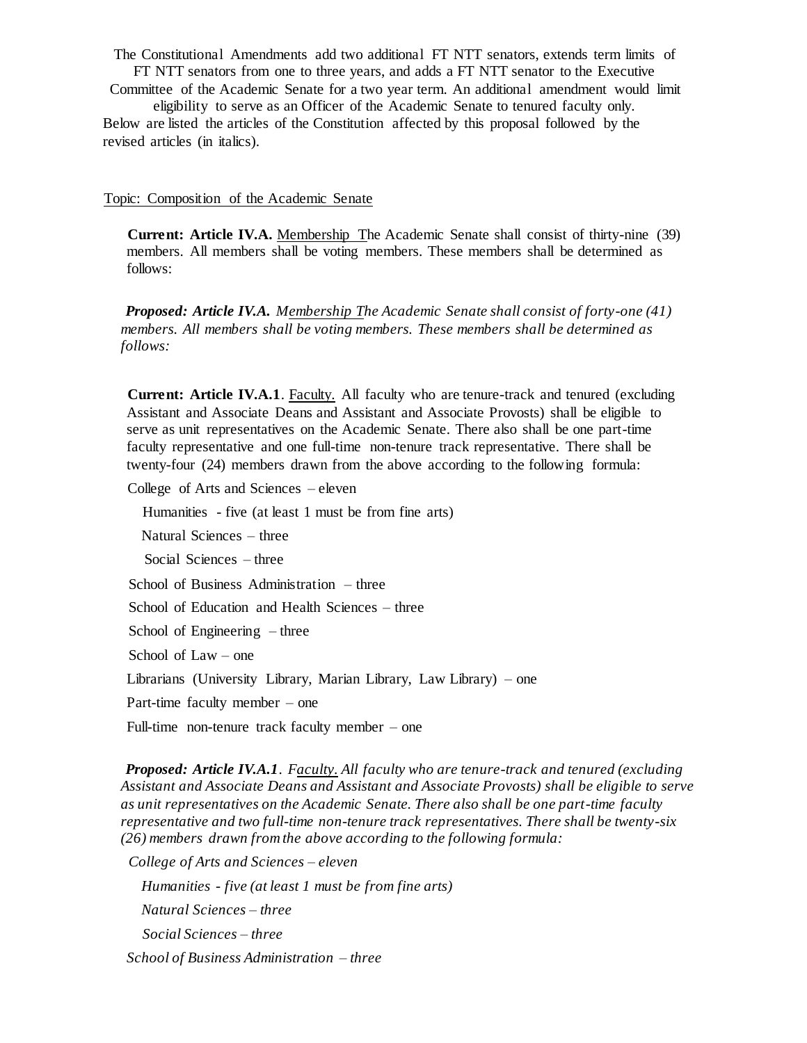The Constitutional Amendments add two additional FT NTT senators, extends term limits of FT NTT senators from one to three years, and adds a FT NTT senator to the Executive Committee of the Academic Senate for a two year term. An additional amendment would limit eligibility to serve as an Officer of the Academic Senate to tenured faculty only.

Below are listed the articles of the Constitution affected by this proposal followed by the revised articles (in italics).

Topic: Composition of the Academic Senate

**Current: Article IV.A.** Membership The Academic Senate shall consist of thirty-nine (39) members. All members shall be voting members. These members shall be determined as follows:

***Proposed: Article IV.A.*** *Membership The Academic Senate shall consist of forty-one (41) members. All members shall be voting members. These members shall be determined as follows:*

**Current: Article IV.A.1**. Faculty. All faculty who are tenure-track and tenured (excluding Assistant and Associate Deans and Assistant and Associate Provosts) shall be eligible to serve as unit representatives on the Academic Senate. There also shall be one part-time faculty representative and one full-time non-tenure track representative. There shall be twenty-four (24) members drawn from the above according to the following formula:

College of Arts and Sciences – eleven

Humanities - five (at least 1 must be from fine arts)

Natural Sciences – three

Social Sciences – three

School of Business Administration – three

School of Education and Health Sciences – three

School of Engineering – three

School of Law – one

Librarians (University Library, Marian Library, Law Library) – one

Part-time faculty member – one

Full-time non-tenure track faculty member – one

***Proposed: Article IV.A.1****. Faculty. All faculty who are tenure-track and tenured (excluding Assistant and Associate Deans and Assistant and Associate Provosts) shall be eligible to serve as unit representatives on the Academic Senate. There also shall be one part-time faculty representative and two full-time non-tenure track representatives. There shall be twenty-six (26) members drawn from the above according to the following formula:*

*College of Arts and Sciences – eleven*

*Humanities - five (at least 1 must be from fine arts)*

*Natural Sciences – three*

*Social Sciences – three*

*School of Business Administration – three*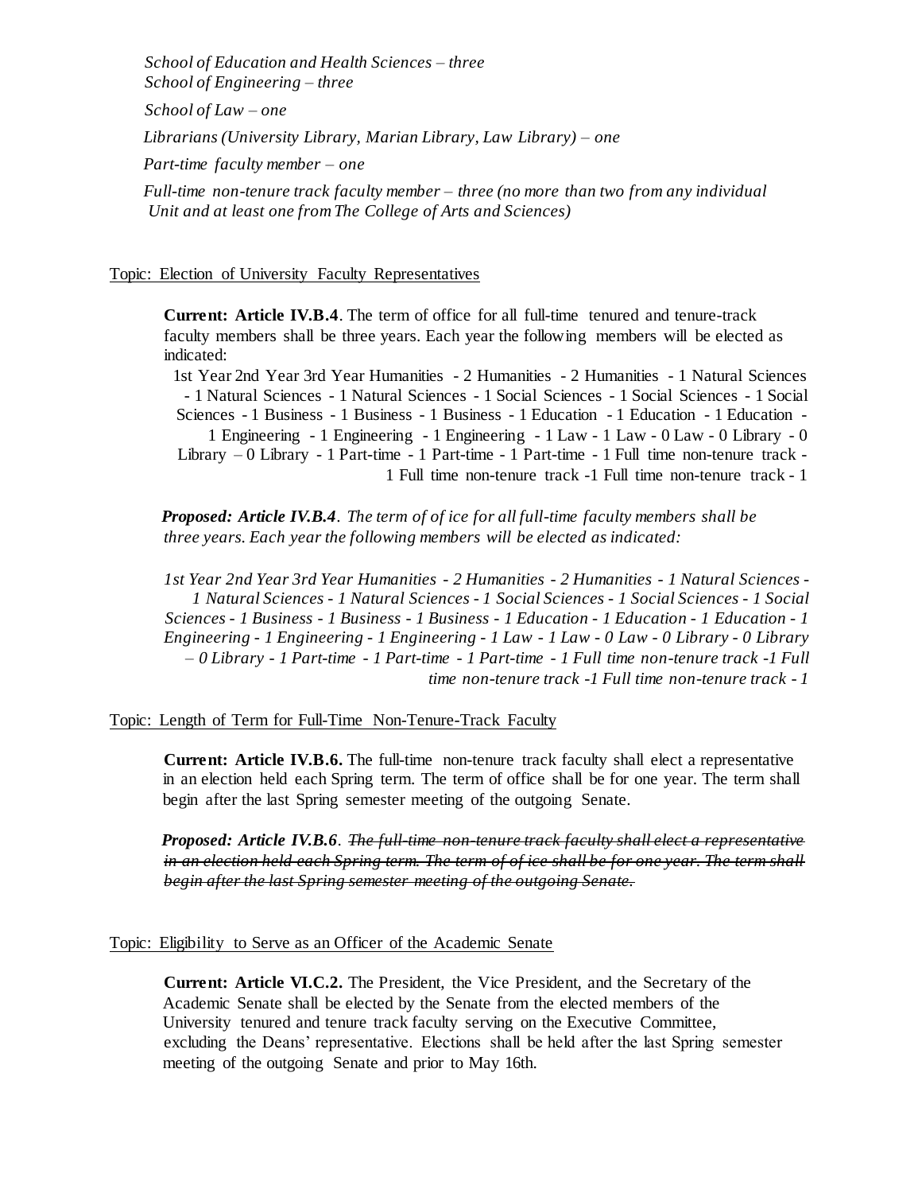*School of Education and Health Sciences – three*
*School of Engineering – three*

*School of Law – one*

*Librarians (University Library, Marian Library, Law Library) – one*

*Part-time faculty member – one*

*Full-time non-tenure track faculty member – three (no more than two from any individual Unit and at least one from The College of Arts and Sciences)*

<u>Topic: Election of University Faculty Representatives</u>

**Current: Article IV.B.4**. The term of office for all full-time tenured and tenure-track faculty members shall be three years. Each year the following members will be elected as indicated:

1st Year 2nd Year 3rd Year Humanities - 2 Humanities - 2 Humanities - 1 Natural Sciences - 1 Natural Sciences - 1 Natural Sciences - 1 Social Sciences - 1 Social Sciences - 1 Social Sciences - 1 Business - 1 Business - 1 Business - 1 Education - 1 Education - 1 Education - 1 Engineering - 1 Engineering - 1 Engineering - 1 Law - 1 Law - 0 Law - 0 Library - 0 Library – 0 Library - 1 Part-time - 1 Part-time - 1 Part-time - 1 Full time non-tenure track - 1 Full time non-tenure track -1 Full time non-tenure track - 1

***Proposed: Article IV.B.4***. *The term of office for all full-time faculty members shall be three years. Each year the following members will be elected as indicated:*

*1st Year 2nd Year 3rd Year Humanities - 2 Humanities - 2 Humanities - 1 Natural Sciences - 1 Natural Sciences - 1 Natural Sciences - 1 Social Sciences - 1 Social Sciences - 1 Social Sciences - 1 Business - 1 Business - 1 Business - 1 Education - 1 Education - 1 Education - 1 Engineering - 1 Engineering - 1 Engineering - 1 Law - 1 Law - 0 Law - 0 Library - 0 Library – 0 Library - 1 Part-time - 1 Part-time - 1 Part-time - 1 Full time non-tenure track -1 Full time non-tenure track -1 Full time non-tenure track - 1*

<u>Topic: Length of Term for Full-Time Non-Tenure-Track Faculty</u>

**Current: Article IV.B.6.** The full-time non-tenure track faculty shall elect a representative in an election held each Spring term. The term of office shall be for one year. The term shall begin after the last Spring semester meeting of the outgoing Senate.

***Proposed: Article IV.B.6***. ~~*The full-time non-tenure track faculty shall elect a representative in an election held each Spring term. The term of office shall be for one year. The term shall begin after the last Spring semester meeting of the outgoing Senate.*~~

<u>Topic: Eligibility to Serve as an Officer of the Academic Senate</u>

**Current: Article VI.C.2.** The President, the Vice President, and the Secretary of the Academic Senate shall be elected by the Senate from the elected members of the University tenured and tenure track faculty serving on the Executive Committee, excluding the Deans' representative. Elections shall be held after the last Spring semester meeting of the outgoing Senate and prior to May 16th.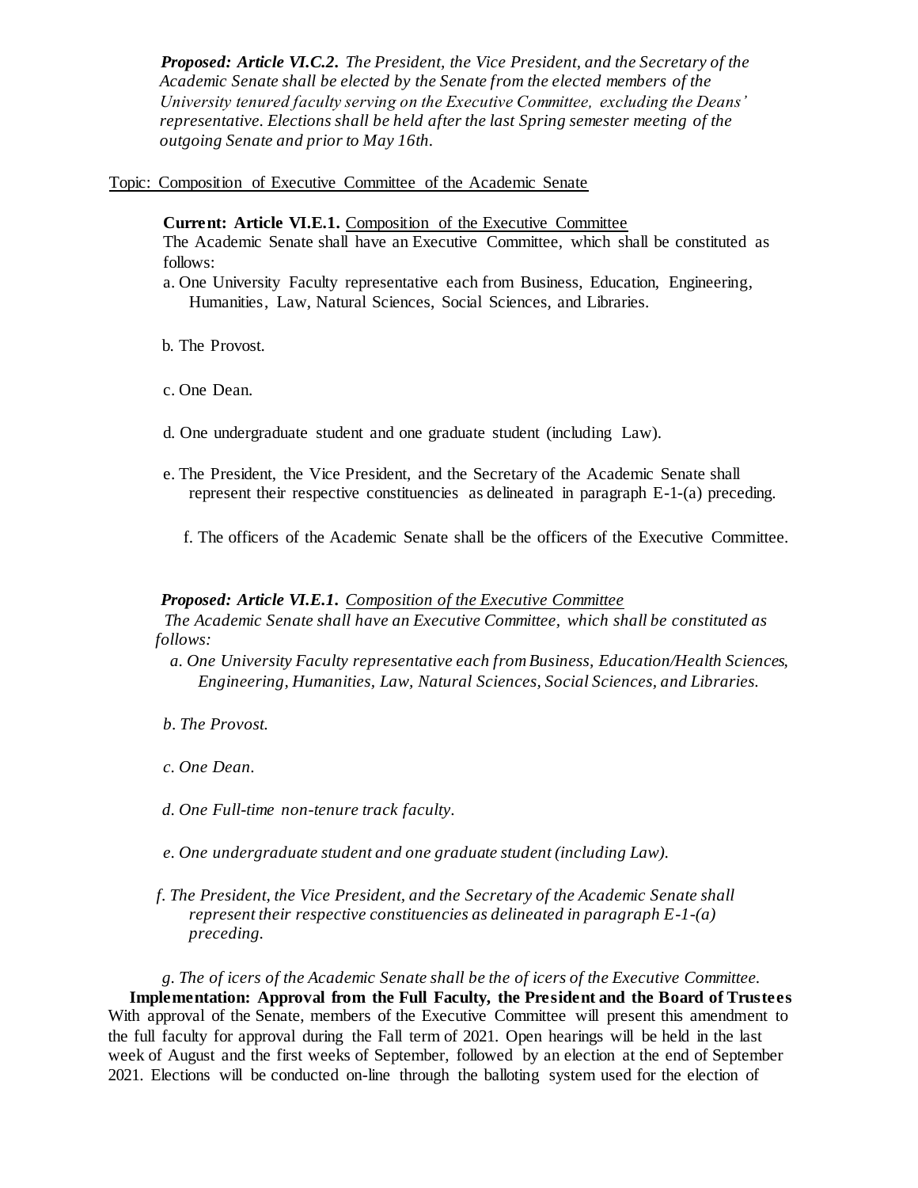***Proposed: Article VI.C.2.*** *The President, the Vice President, and the Secretary of the Academic Senate shall be elected by the Senate from the elected members of the University tenured faculty serving on the Executive Committee, excluding the Deans' representative. Elections shall be held after the last Spring semester meeting of the outgoing Senate and prior to May 16th.*

Topic: Composition of Executive Committee of the Academic Senate

**Current: Article VI.E.1.** Composition of the Executive Committee
The Academic Senate shall have an Executive Committee, which shall be constituted as follows:

a. One University Faculty representative each from Business, Education, Engineering, Humanities, Law, Natural Sciences, Social Sciences, and Libraries.

b. The Provost.

c. One Dean.

d. One undergraduate student and one graduate student (including Law).

e. The President, the Vice President, and the Secretary of the Academic Senate shall represent their respective constituencies as delineated in paragraph E-1-(a) preceding.

f. The officers of the Academic Senate shall be the officers of the Executive Committee.

***Proposed: Article VI.E.1.*** *Composition of the Executive Committee*
*The Academic Senate shall have an Executive Committee, which shall be constituted as follows:*

*a. One University Faculty representative each from Business, Education/Health Sciences, Engineering, Humanities, Law, Natural Sciences, Social Sciences, and Libraries.*

*b. The Provost.*

*c. One Dean.*

*d. One Full-time non-tenure track faculty.*

*e. One undergraduate student and one graduate student (including Law).*

*f. The President, the Vice President, and the Secretary of the Academic Senate shall represent their respective constituencies as delineated in paragraph E-1-(a) preceding.*

*g. The of icers of the Academic Senate shall be the of icers of the Executive Committee.*

**Implementation: Approval from the Full Faculty, the President and the Board of Trustees**
With approval of the Senate, members of the Executive Committee will present this amendment to the full faculty for approval during the Fall term of 2021. Open hearings will be held in the last week of August and the first weeks of September, followed by an election at the end of September 2021. Elections will be conducted on-line through the balloting system used for the election of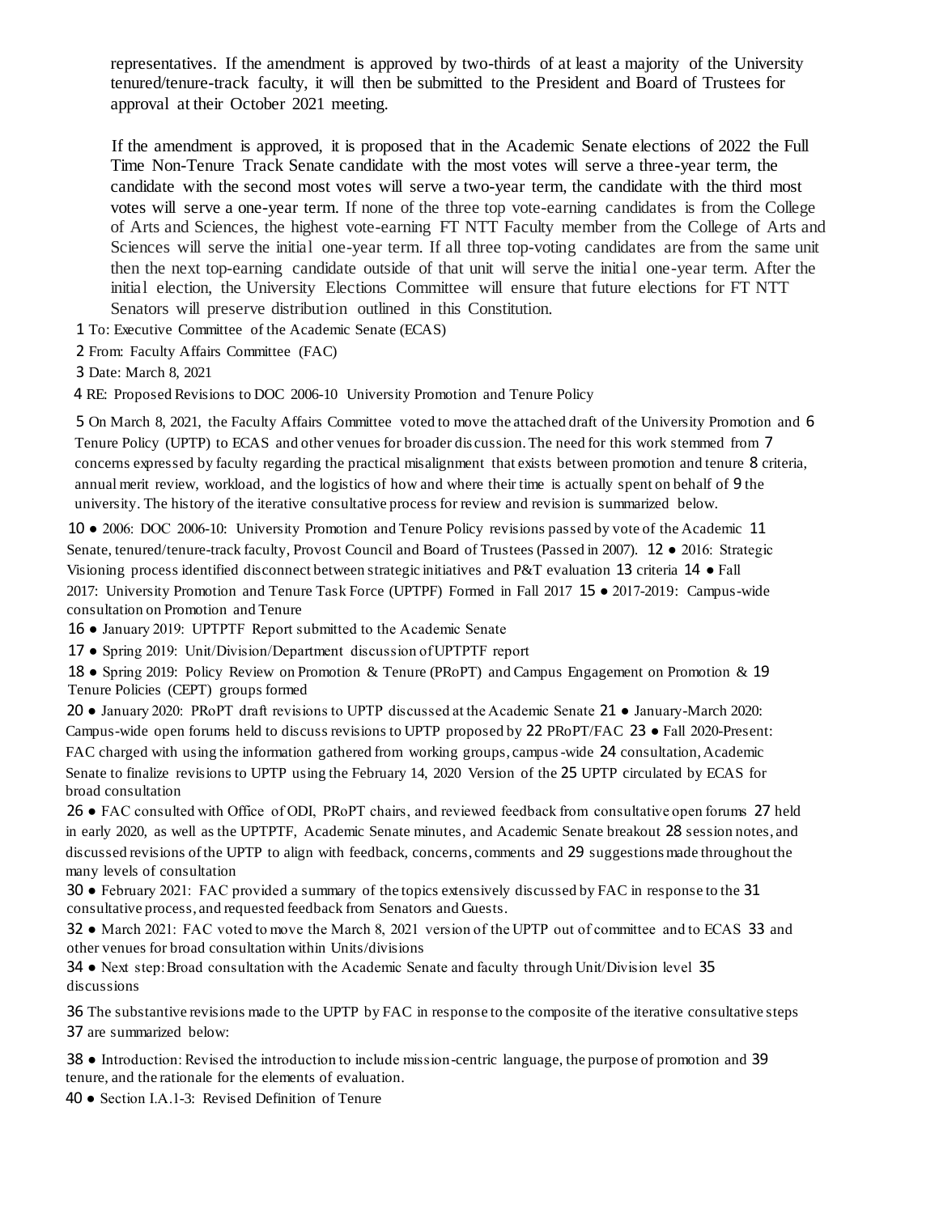representatives. If the amendment is approved by two-thirds of at least a majority of the University tenured/tenure-track faculty, it will then be submitted to the President and Board of Trustees for approval at their October 2021 meeting.

If the amendment is approved, it is proposed that in the Academic Senate elections of 2022 the Full Time Non-Tenure Track Senate candidate with the most votes will serve a three-year term, the candidate with the second most votes will serve a two-year term, the candidate with the third most votes will serve a one-year term. If none of the three top vote-earning candidates is from the College of Arts and Sciences, the highest vote-earning FT NTT Faculty member from the College of Arts and Sciences will serve the initial one-year term. If all three top-voting candidates are from the same unit then the next top-earning candidate outside of that unit will serve the initial one-year term. After the initial election, the University Elections Committee will ensure that future elections for FT NTT Senators will preserve distribution outlined in this Constitution.

1 To: Executive Committee of the Academic Senate (ECAS)

2 From: Faculty Affairs Committee (FAC)

3 Date: March 8, 2021

4 RE: Proposed Revisions to DOC 2006-10 University Promotion and Tenure Policy

5 On March 8, 2021, the Faculty Affairs Committee voted to move the attached draft of the University Promotion and 6 Tenure Policy (UPTP) to ECAS and other venues for broader discussion. The need for this work stemmed from 7 concerns expressed by faculty regarding the practical misalignment that exists between promotion and tenure 8 criteria, annual merit review, workload, and the logistics of how and where their time is actually spent on behalf of 9 the university. The history of the iterative consultative process for review and revision is summarized below.

10 ● 2006: DOC 2006-10: University Promotion and Tenure Policy revisions passed by vote of the Academic 11 Senate, tenured/tenure-track faculty, Provost Council and Board of Trustees (Passed in 2007). 12 ● 2016: Strategic Visioning process identified disconnect between strategic initiatives and P&T evaluation 13 criteria 14 ● Fall 2017: University Promotion and Tenure Task Force (UPTPF) Formed in Fall 2017 15 ● 2017-2019: Campus-wide consultation on Promotion and Tenure

16 ● January 2019: UPTPTF Report submitted to the Academic Senate

17 ● Spring 2019: Unit/Division/Department discussion of UPTPTF report

18 ● Spring 2019: Policy Review on Promotion & Tenure (PRoPT) and Campus Engagement on Promotion & 19 Tenure Policies (CEPT) groups formed

20 ● January 2020: PRoPT draft revisions to UPTP discussed at the Academic Senate 21 ● January-March 2020: Campus-wide open forums held to discuss revisions to UPTP proposed by 22 PRoPT/FAC 23 ● Fall 2020-Present: FAC charged with using the information gathered from working groups, campus-wide 24 consultation, Academic Senate to finalize revisions to UPTP using the February 14, 2020 Version of the 25 UPTP circulated by ECAS for broad consultation

26 ● FAC consulted with Office of ODI, PRoPT chairs, and reviewed feedback from consultative open forums 27 held in early 2020, as well as the UPTPTF, Academic Senate minutes, and Academic Senate breakout 28 session notes, and discussed revisions of the UPTP to align with feedback, concerns, comments and 29 suggestions made throughout the many levels of consultation

30 ● February 2021: FAC provided a summary of the topics extensively discussed by FAC in response to the 31 consultative process, and requested feedback from Senators and Guests.

32 ● March 2021: FAC voted to move the March 8, 2021 version of the UPTP out of committee and to ECAS 33 and other venues for broad consultation within Units/divisions

34 ● Next step: Broad consultation with the Academic Senate and faculty through Unit/Division level 35 discussions

36 The substantive revisions made to the UPTP by FAC in response to the composite of the iterative consultative steps 37 are summarized below:

38 ● Introduction: Revised the introduction to include mission-centric language, the purpose of promotion and 39 tenure, and the rationale for the elements of evaluation.

40 ● Section I.A.1-3: Revised Definition of Tenure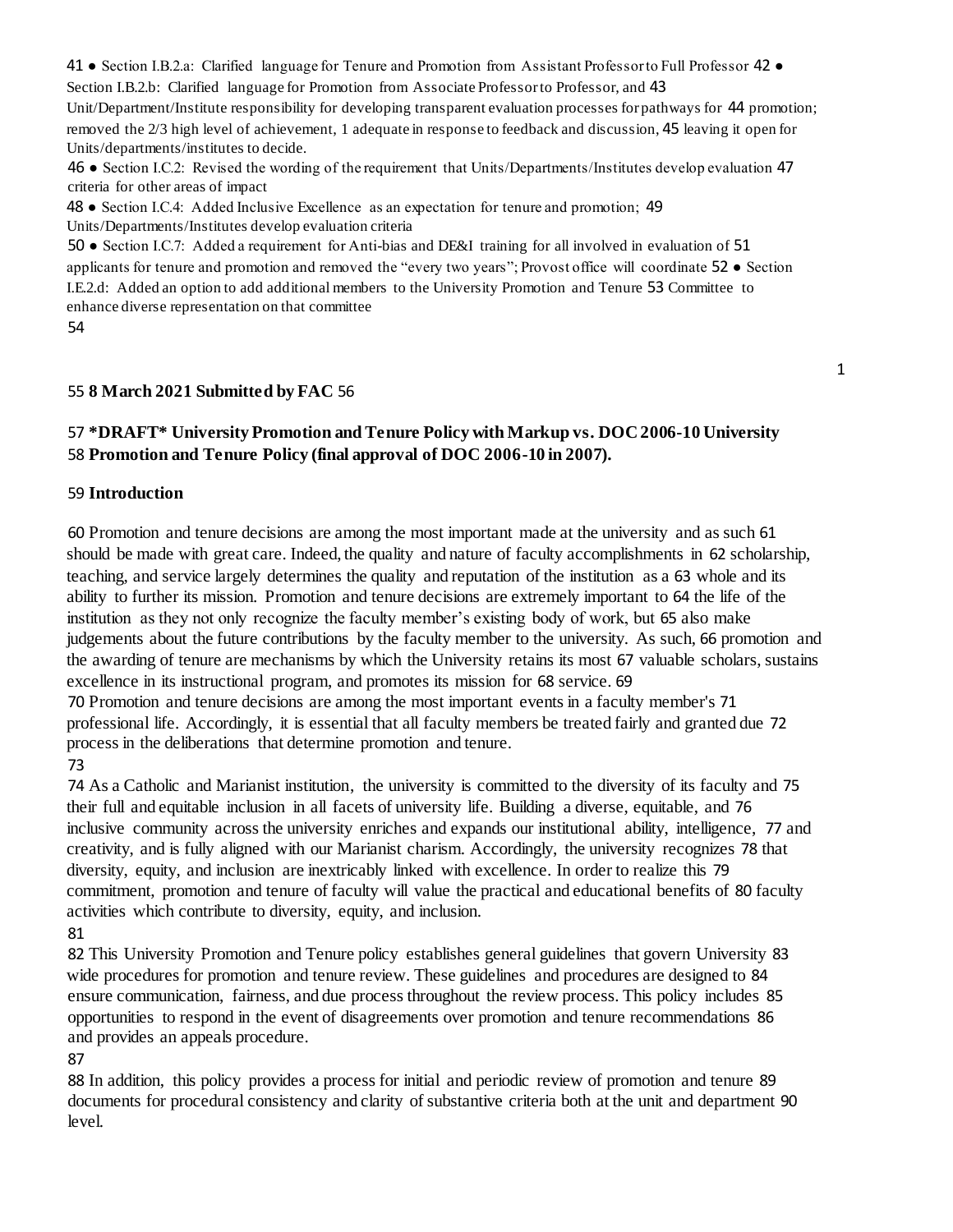41 ● Section I.B.2.a: Clarified language for Tenure and Promotion from Assistant Professor to Full Professor 42 ● Section I.B.2.b: Clarified language for Promotion from Associate Professor to Professor, and 43 Unit/Department/Institute responsibility for developing transparent evaluation processes for pathways for 44 promotion; removed the 2/3 high level of achievement, 1 adequate in response to feedback and discussion, 45 leaving it open for Units/departments/institutes to decide.

46 ● Section I.C.2: Revised the wording of the requirement that Units/Departments/Institutes develop evaluation 47 criteria for other areas of impact

48 ● Section I.C.4: Added Inclusive Excellence as an expectation for tenure and promotion; 49 Units/Departments/Institutes develop evaluation criteria

50 ● Section I.C.7: Added a requirement for Anti-bias and DE&I training for all involved in evaluation of 51 applicants for tenure and promotion and removed the "every two years"; Provost office will coordinate 52 ● Section I.E.2.d: Added an option to add additional members to the University Promotion and Tenure 53 Committee to enhance diverse representation on that committee

54

55 **8 March 2021 Submitted by FAC** 56

57 **\*DRAFT\* University Promotion and Tenure Policy with Markup vs. DOC 2006-10 University** 58 **Promotion and Tenure Policy (final approval of DOC 2006-10 in 2007).**

59 **Introduction**

60 Promotion and tenure decisions are among the most important made at the university and as such 61 should be made with great care. Indeed, the quality and nature of faculty accomplishments in 62 scholarship, teaching, and service largely determines the quality and reputation of the institution as a 63 whole and its ability to further its mission. Promotion and tenure decisions are extremely important to 64 the life of the institution as they not only recognize the faculty member's existing body of work, but 65 also make judgements about the future contributions by the faculty member to the university. As such, 66 promotion and the awarding of tenure are mechanisms by which the University retains its most 67 valuable scholars, sustains excellence in its instructional program, and promotes its mission for 68 service. 69

70 Promotion and tenure decisions are among the most important events in a faculty member's 71 professional life. Accordingly, it is essential that all faculty members be treated fairly and granted due 72 process in the deliberations that determine promotion and tenure.

73

74 As a Catholic and Marianist institution, the university is committed to the diversity of its faculty and 75 their full and equitable inclusion in all facets of university life. Building a diverse, equitable, and 76 inclusive community across the university enriches and expands our institutional ability, intelligence, 77 and creativity, and is fully aligned with our Marianist charism. Accordingly, the university recognizes 78 that diversity, equity, and inclusion are inextricably linked with excellence. In order to realize this 79 commitment, promotion and tenure of faculty will value the practical and educational benefits of 80 faculty activities which contribute to diversity, equity, and inclusion.

81

82 This University Promotion and Tenure policy establishes general guidelines that govern University 83 wide procedures for promotion and tenure review. These guidelines and procedures are designed to 84 ensure communication, fairness, and due process throughout the review process. This policy includes 85 opportunities to respond in the event of disagreements over promotion and tenure recommendations 86 and provides an appeals procedure.

87

88 In addition, this policy provides a process for initial and periodic review of promotion and tenure 89 documents for procedural consistency and clarity of substantive criteria both at the unit and department 90 level.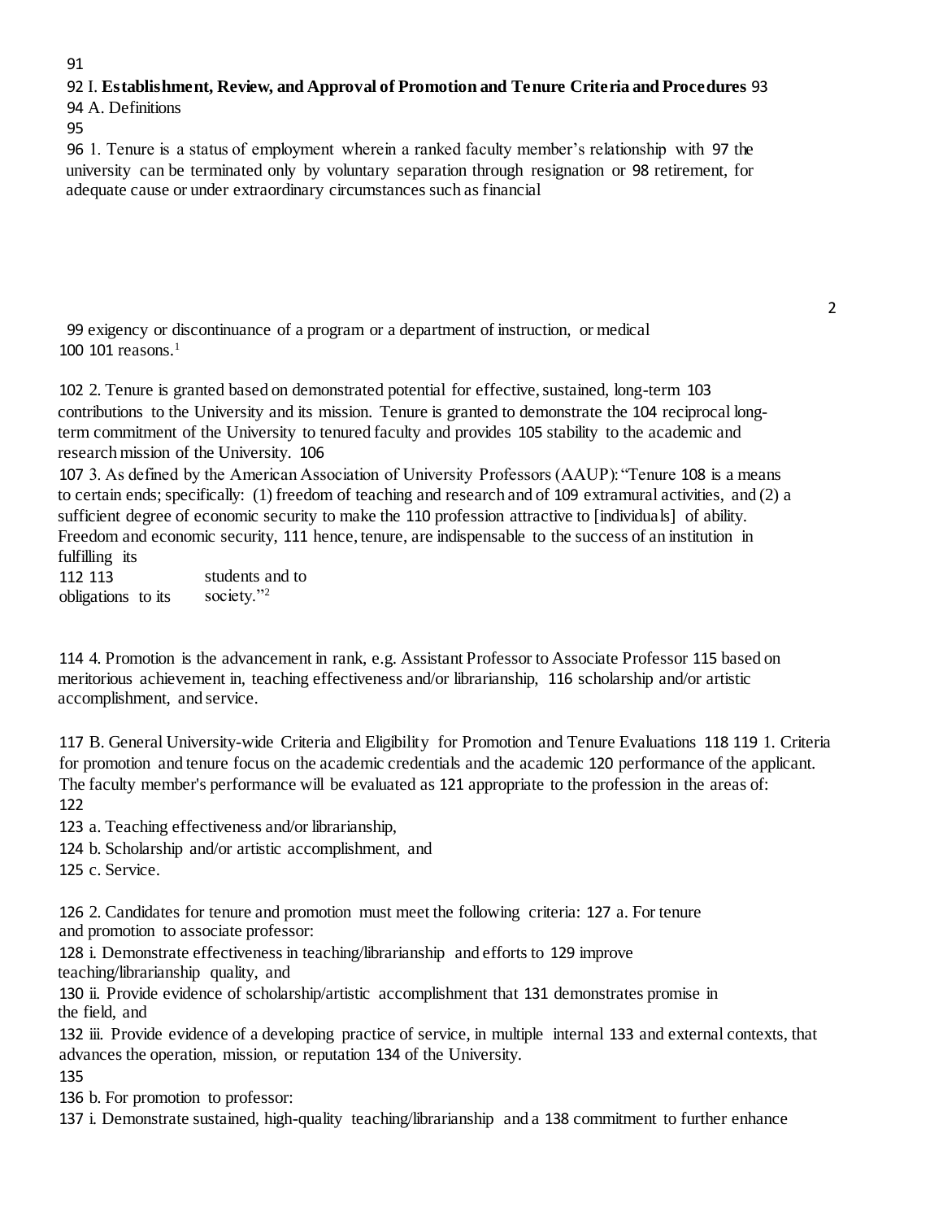91

92 I. **Establishment, Review, and Approval of Promotion and Tenure Criteria and Procedures** 93

94 A. Definitions

95

96 1. Tenure is a status of employment wherein a ranked faculty member's relationship with 97 the university can be terminated only by voluntary separation through resignation or 98 retirement, for adequate cause or under extraordinary circumstances such as financial

99 exigency or discontinuance of a program or a department of instruction, or medical 100 101 reasons.[1]

102 2. Tenure is granted based on demonstrated potential for effective, sustained, long-term 103 contributions to the University and its mission. Tenure is granted to demonstrate the 104 reciprocal long-term commitment of the University to tenured faculty and provides 105 stability to the academic and research mission of the University. 106

107 3. As defined by the American Association of University Professors (AAUP): "Tenure 108 is a means to certain ends; specifically: (1) freedom of teaching and research and of 109 extramural activities, and (2) a sufficient degree of economic security to make the 110 profession attractive to [individuals] of ability. Freedom and economic security, 111 hence, tenure, are indispensable to the success of an institution in fulfilling its 112 113 obligations to its students and to society."[2]

114 4. Promotion is the advancement in rank, e.g. Assistant Professor to Associate Professor 115 based on meritorious achievement in, teaching effectiveness and/or librarianship, 116 scholarship and/or artistic accomplishment, and service.

117 B. General University-wide Criteria and Eligibility for Promotion and Tenure Evaluations 118 119 1. Criteria for promotion and tenure focus on the academic credentials and the academic 120 performance of the applicant. The faculty member's performance will be evaluated as 121 appropriate to the profession in the areas of:

122

123 a. Teaching effectiveness and/or librarianship,

124 b. Scholarship and/or artistic accomplishment, and

125 c. Service.

126 2. Candidates for tenure and promotion must meet the following criteria: 127 a. For tenure and promotion to associate professor:

128 i. Demonstrate effectiveness in teaching/librarianship and efforts to 129 improve teaching/librarianship quality, and

130 ii. Provide evidence of scholarship/artistic accomplishment that 131 demonstrates promise in the field, and

132 iii. Provide evidence of a developing practice of service, in multiple internal 133 and external contexts, that advances the operation, mission, or reputation 134 of the University.

135

136 b. For promotion to professor:

137 i. Demonstrate sustained, high-quality teaching/librarianship and a 138 commitment to further enhance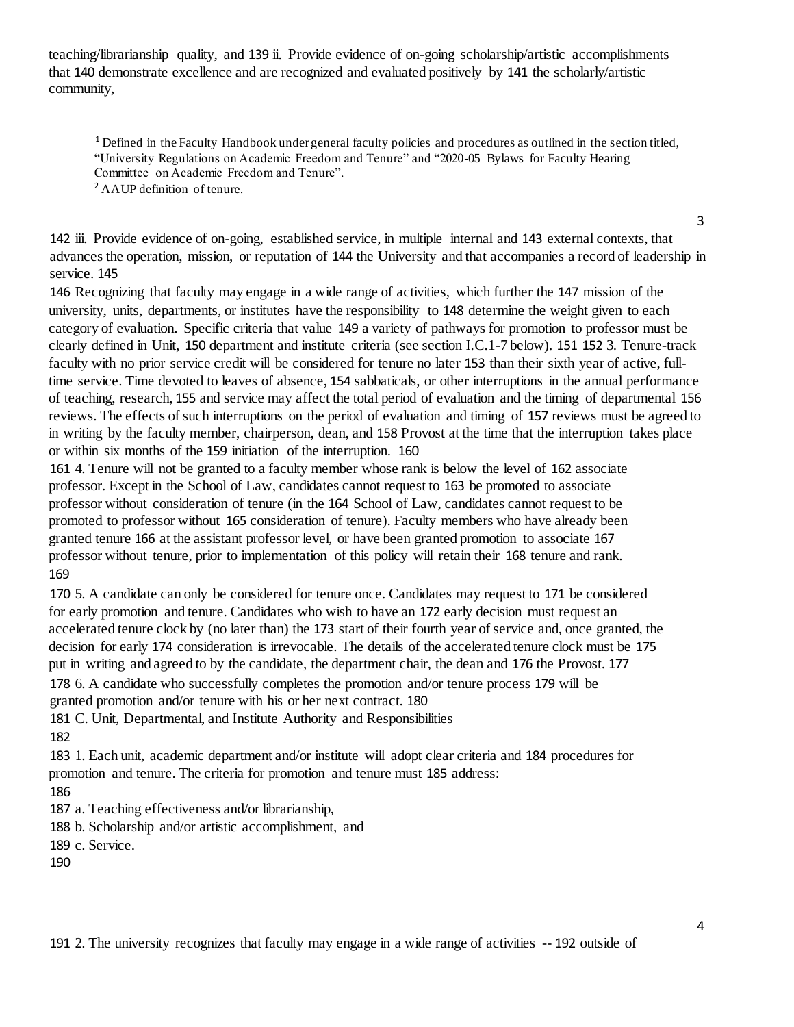teaching/librarianship quality, and 139 ii. Provide evidence of on-going scholarship/artistic accomplishments that 140 demonstrate excellence and are recognized and evaluated positively by 141 the scholarly/artistic community,

[1] Defined in the Faculty Handbook under general faculty policies and procedures as outlined in the section titled, "University Regulations on Academic Freedom and Tenure" and "2020-05 Bylaws for Faculty Hearing Committee on Academic Freedom and Tenure".
[2] AAUP definition of tenure.

142 iii. Provide evidence of on-going, established service, in multiple internal and 143 external contexts, that advances the operation, mission, or reputation of 144 the University and that accompanies a record of leadership in service. 145

146 Recognizing that faculty may engage in a wide range of activities, which further the 147 mission of the university, units, departments, or institutes have the responsibility to 148 determine the weight given to each category of evaluation. Specific criteria that value 149 a variety of pathways for promotion to professor must be clearly defined in Unit, 150 department and institute criteria (see section I.C.1-7 below). 151 152 3. Tenure-track faculty with no prior service credit will be considered for tenure no later 153 than their sixth year of active, full-time service. Time devoted to leaves of absence, 154 sabbaticals, or other interruptions in the annual performance of teaching, research, 155 and service may affect the total period of evaluation and the timing of departmental 156 reviews. The effects of such interruptions on the period of evaluation and timing of 157 reviews must be agreed to in writing by the faculty member, chairperson, dean, and 158 Provost at the time that the interruption takes place or within six months of the 159 initiation of the interruption. 160

161 4. Tenure will not be granted to a faculty member whose rank is below the level of 162 associate professor. Except in the School of Law, candidates cannot request to 163 be promoted to associate professor without consideration of tenure (in the 164 School of Law, candidates cannot request to be promoted to professor without 165 consideration of tenure). Faculty members who have already been granted tenure 166 at the assistant professor level, or have been granted promotion to associate 167 professor without tenure, prior to implementation of this policy will retain their 168 tenure and rank.
169

170 5. A candidate can only be considered for tenure once. Candidates may request to 171 be considered for early promotion and tenure. Candidates who wish to have an 172 early decision must request an accelerated tenure clock by (no later than) the 173 start of their fourth year of service and, once granted, the decision for early 174 consideration is irrevocable. The details of the accelerated tenure clock must be 175 put in writing and agreed to by the candidate, the department chair, the dean and 176 the Provost. 177

178 6. A candidate who successfully completes the promotion and/or tenure process 179 will be granted promotion and/or tenure with his or her next contract. 180

181 C. Unit, Departmental, and Institute Authority and Responsibilities
182

183 1. Each unit, academic department and/or institute will adopt clear criteria and 184 procedures for promotion and tenure. The criteria for promotion and tenure must 185 address:
186

187 a. Teaching effectiveness and/or librarianship,
188 b. Scholarship and/or artistic accomplishment, and
189 c. Service.
190

191 2. The university recognizes that faculty may engage in a wide range of activities -- 192 outside of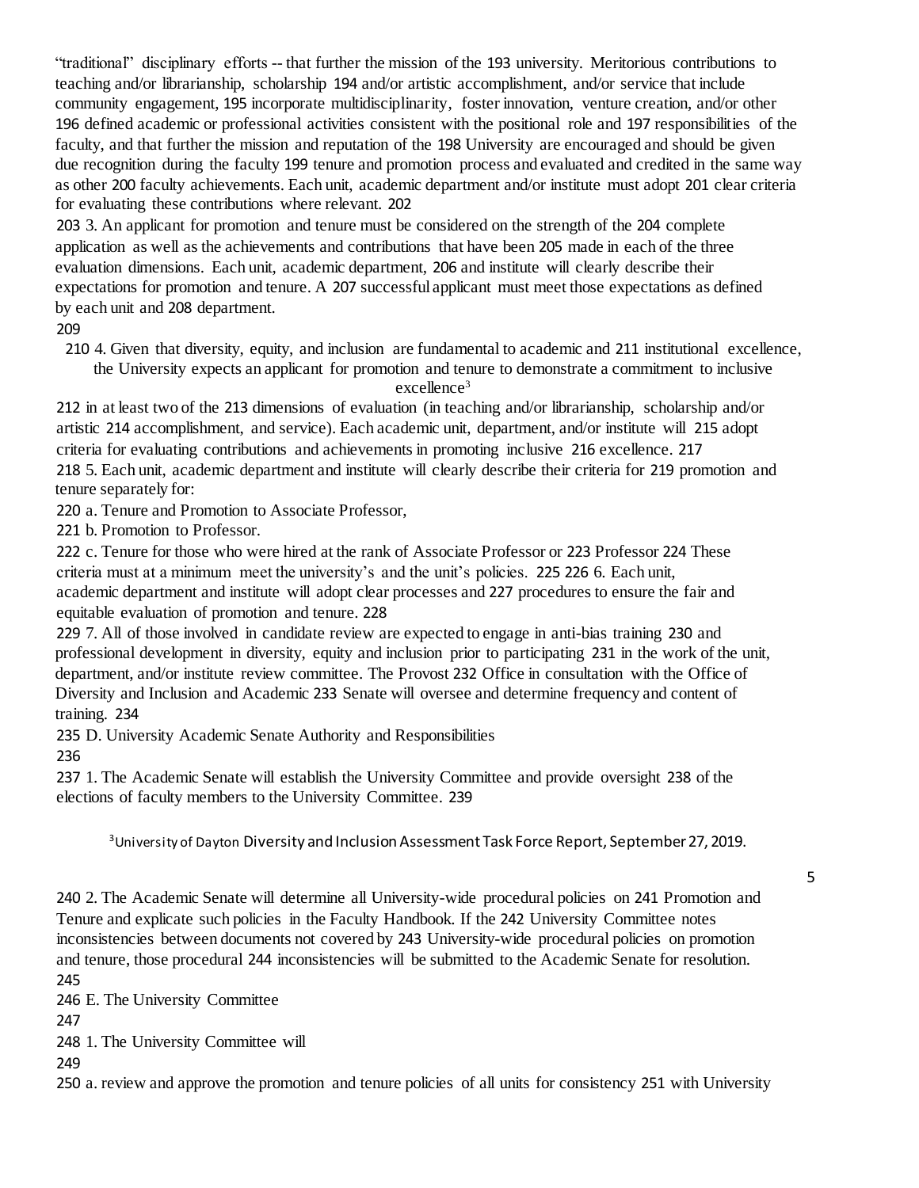"traditional" disciplinary efforts -- that further the mission of the 193 university. Meritorious contributions to teaching and/or librarianship, scholarship 194 and/or artistic accomplishment, and/or service that include community engagement, 195 incorporate multidisciplinarity, foster innovation, venture creation, and/or other 196 defined academic or professional activities consistent with the positional role and 197 responsibilities of the faculty, and that further the mission and reputation of the 198 University are encouraged and should be given due recognition during the faculty 199 tenure and promotion process and evaluated and credited in the same way as other 200 faculty achievements. Each unit, academic department and/or institute must adopt 201 clear criteria for evaluating these contributions where relevant. 202

203 3. An applicant for promotion and tenure must be considered on the strength of the 204 complete application as well as the achievements and contributions that have been 205 made in each of the three evaluation dimensions. Each unit, academic department, 206 and institute will clearly describe their expectations for promotion and tenure. A 207 successful applicant must meet those expectations as defined by each unit and 208 department.

209

210 4. Given that diversity, equity, and inclusion are fundamental to academic and 211 institutional excellence, the University expects an applicant for promotion and tenure to demonstrate a commitment to inclusive excellence[3]

212 in at least two of the 213 dimensions of evaluation (in teaching and/or librarianship, scholarship and/or artistic 214 accomplishment, and service). Each academic unit, department, and/or institute will 215 adopt criteria for evaluating contributions and achievements in promoting inclusive 216 excellence. 217

218 5. Each unit, academic department and institute will clearly describe their criteria for 219 promotion and tenure separately for:

220 a. Tenure and Promotion to Associate Professor,

221 b. Promotion to Professor.

222 c. Tenure for those who were hired at the rank of Associate Professor or 223 Professor 224 These criteria must at a minimum meet the university's and the unit's policies. 225 226 6. Each unit, academic department and institute will adopt clear processes and 227 procedures to ensure the fair and equitable evaluation of promotion and tenure. 228

229 7. All of those involved in candidate review are expected to engage in anti-bias training 230 and professional development in diversity, equity and inclusion prior to participating 231 in the work of the unit, department, and/or institute review committee. The Provost 232 Office in consultation with the Office of Diversity and Inclusion and Academic 233 Senate will oversee and determine frequency and content of training. 234

235 D. University Academic Senate Authority and Responsibilities

236

237 1. The Academic Senate will establish the University Committee and provide oversight 238 of the elections of faculty members to the University Committee. 239

[3] University of Dayton Diversity and Inclusion Assessment Task Force Report, September 27, 2019.

240 2. The Academic Senate will determine all University-wide procedural policies on 241 Promotion and Tenure and explicate such policies in the Faculty Handbook. If the 242 University Committee notes inconsistencies between documents not covered by 243 University-wide procedural policies on promotion and tenure, those procedural 244 inconsistencies will be submitted to the Academic Senate for resolution.

245

246 E. The University Committee

247

248 1. The University Committee will

249

250 a. review and approve the promotion and tenure policies of all units for consistency 251 with University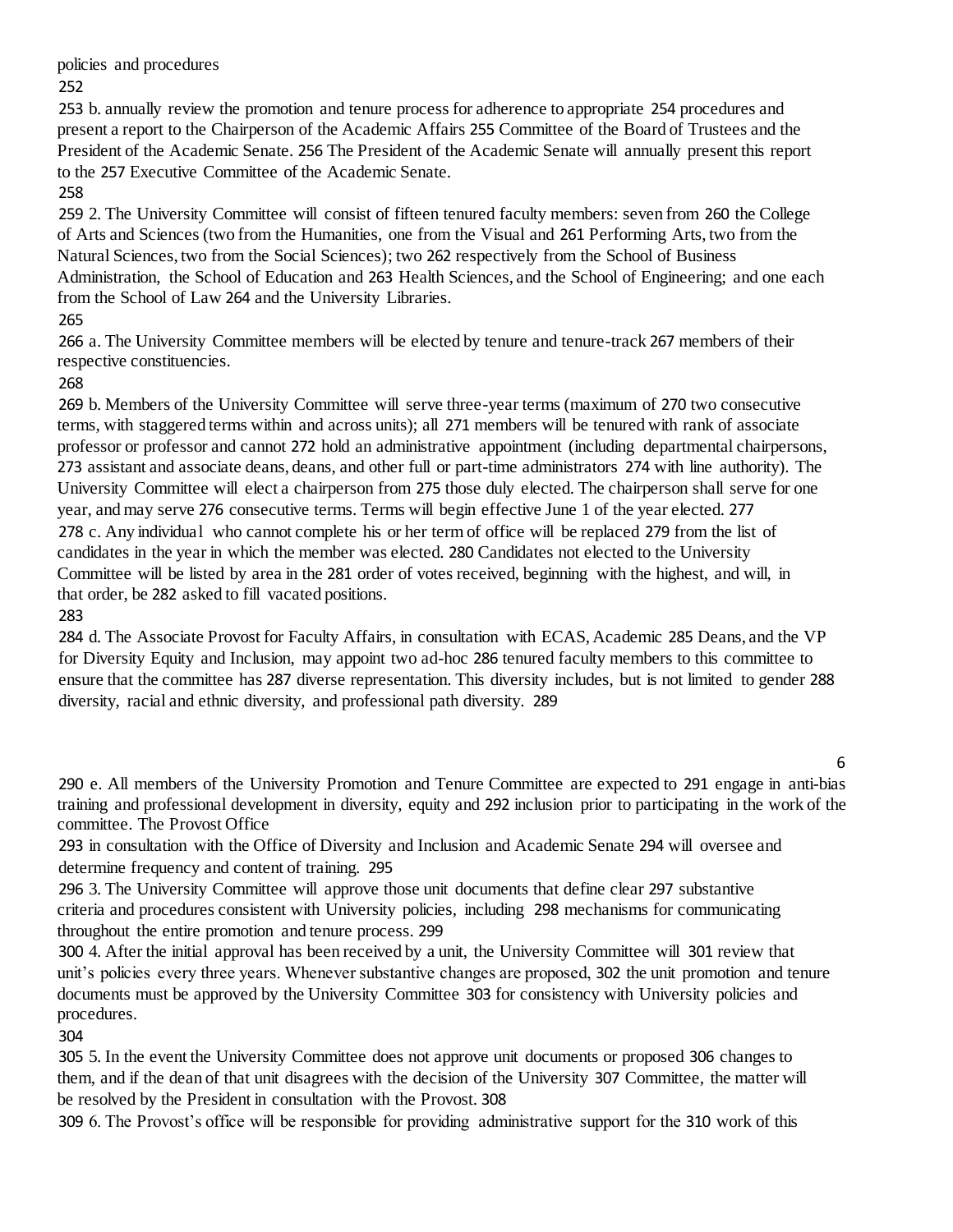policies and procedures

252

253 b. annually review the promotion and tenure process for adherence to appropriate 254 procedures and present a report to the Chairperson of the Academic Affairs 255 Committee of the Board of Trustees and the President of the Academic Senate. 256 The President of the Academic Senate will annually present this report to the 257 Executive Committee of the Academic Senate.

258

259 2. The University Committee will consist of fifteen tenured faculty members: seven from 260 the College of Arts and Sciences (two from the Humanities, one from the Visual and 261 Performing Arts, two from the Natural Sciences, two from the Social Sciences); two 262 respectively from the School of Business Administration, the School of Education and 263 Health Sciences, and the School of Engineering; and one each from the School of Law 264 and the University Libraries.

265

266 a. The University Committee members will be elected by tenure and tenure-track 267 members of their respective constituencies.

268

269 b. Members of the University Committee will serve three-year terms (maximum of 270 two consecutive terms, with staggered terms within and across units); all 271 members will be tenured with rank of associate professor or professor and cannot 272 hold an administrative appointment (including departmental chairpersons, 273 assistant and associate deans, deans, and other full or part-time administrators 274 with line authority). The University Committee will elect a chairperson from 275 those duly elected. The chairperson shall serve for one year, and may serve 276 consecutive terms. Terms will begin effective June 1 of the year elected. 277

278 c. Any individual who cannot complete his or her term of office will be replaced 279 from the list of candidates in the year in which the member was elected. 280 Candidates not elected to the University Committee will be listed by area in the 281 order of votes received, beginning with the highest, and will, in that order, be 282 asked to fill vacated positions.

283

284 d. The Associate Provost for Faculty Affairs, in consultation with ECAS, Academic 285 Deans, and the VP for Diversity Equity and Inclusion, may appoint two ad-hoc 286 tenured faculty members to this committee to ensure that the committee has 287 diverse representation. This diversity includes, but is not limited to gender 288 diversity, racial and ethnic diversity, and professional path diversity. 289

290 e. All members of the University Promotion and Tenure Committee are expected to 291 engage in anti-bias training and professional development in diversity, equity and 292 inclusion prior to participating in the work of the committee. The Provost Office

293 in consultation with the Office of Diversity and Inclusion and Academic Senate 294 will oversee and determine frequency and content of training. 295

296 3. The University Committee will approve those unit documents that define clear 297 substantive criteria and procedures consistent with University policies, including 298 mechanisms for communicating throughout the entire promotion and tenure process. 299

300 4. After the initial approval has been received by a unit, the University Committee will 301 review that unit's policies every three years. Whenever substantive changes are proposed, 302 the unit promotion and tenure documents must be approved by the University Committee 303 for consistency with University policies and procedures.

304

305 5. In the event the University Committee does not approve unit documents or proposed 306 changes to them, and if the dean of that unit disagrees with the decision of the University 307 Committee, the matter will be resolved by the President in consultation with the Provost. 308

309 6. The Provost's office will be responsible for providing administrative support for the 310 work of this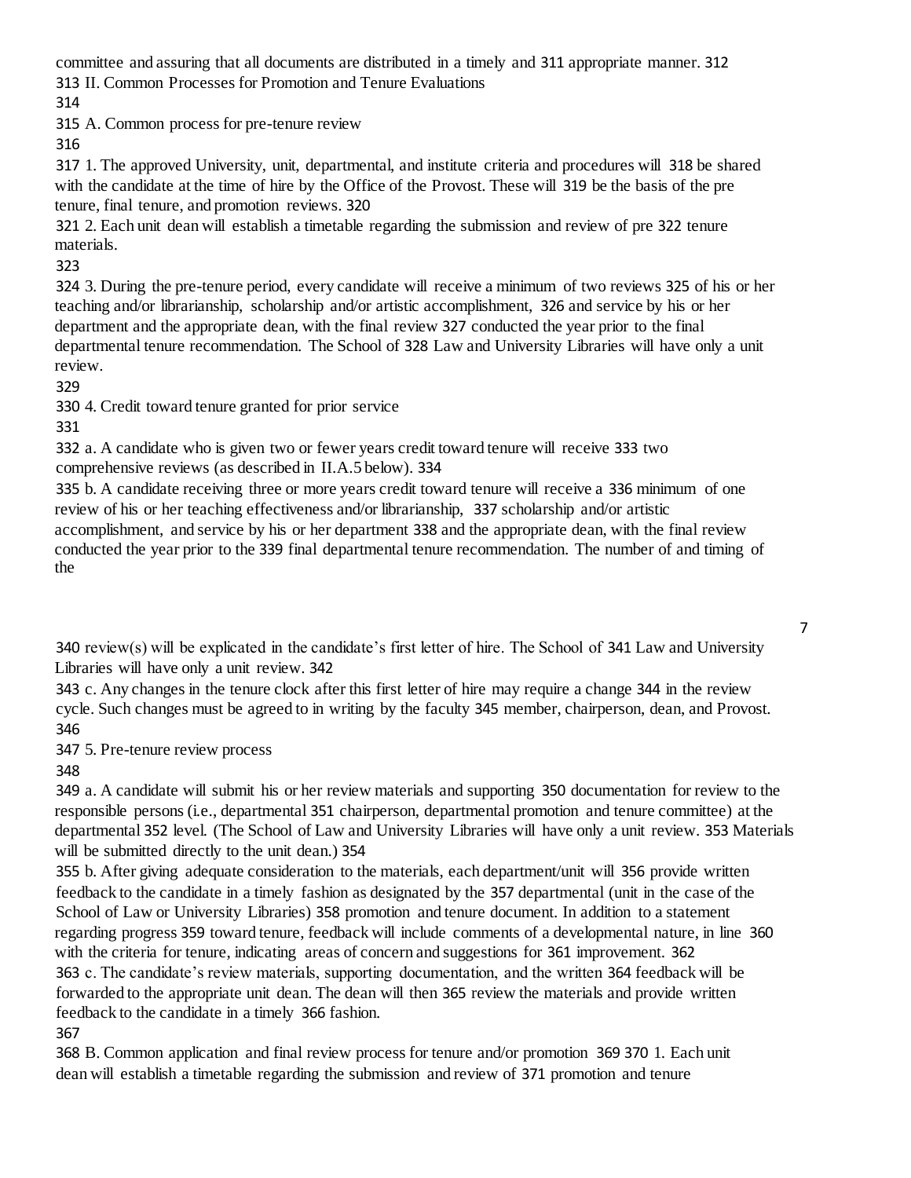committee and assuring that all documents are distributed in a timely and 311 appropriate manner. 312

313 II. Common Processes for Promotion and Tenure Evaluations

314

315 A. Common process for pre-tenure review

316

317 1. The approved University, unit, departmental, and institute criteria and procedures will 318 be shared with the candidate at the time of hire by the Office of the Provost. These will 319 be the basis of the pre tenure, final tenure, and promotion reviews. 320

321 2. Each unit dean will establish a timetable regarding the submission and review of pre 322 tenure materials.

323

324 3. During the pre-tenure period, every candidate will receive a minimum of two reviews 325 of his or her teaching and/or librarianship, scholarship and/or artistic accomplishment, 326 and service by his or her department and the appropriate dean, with the final review 327 conducted the year prior to the final departmental tenure recommendation. The School of 328 Law and University Libraries will have only a unit review.

329

330 4. Credit toward tenure granted for prior service

331

332 a. A candidate who is given two or fewer years credit toward tenure will receive 333 two comprehensive reviews (as described in II.A.5 below). 334

335 b. A candidate receiving three or more years credit toward tenure will receive a 336 minimum of one review of his or her teaching effectiveness and/or librarianship, 337 scholarship and/or artistic accomplishment, and service by his or her department 338 and the appropriate dean, with the final review conducted the year prior to the 339 final departmental tenure recommendation. The number of and timing of the 340 review(s) will be explicated in the candidate's first letter of hire. The School of 341 Law and University Libraries will have only a unit review. 342

343 c. Any changes in the tenure clock after this first letter of hire may require a change 344 in the review cycle. Such changes must be agreed to in writing by the faculty 345 member, chairperson, dean, and Provost. 346

347 5. Pre-tenure review process

348

349 a. A candidate will submit his or her review materials and supporting 350 documentation for review to the responsible persons (i.e., departmental 351 chairperson, departmental promotion and tenure committee) at the departmental 352 level. (The School of Law and University Libraries will have only a unit review. 353 Materials will be submitted directly to the unit dean.) 354

355 b. After giving adequate consideration to the materials, each department/unit will 356 provide written feedback to the candidate in a timely fashion as designated by the 357 departmental (unit in the case of the School of Law or University Libraries) 358 promotion and tenure document. In addition to a statement regarding progress 359 toward tenure, feedback will include comments of a developmental nature, in line 360 with the criteria for tenure, indicating areas of concern and suggestions for 361 improvement. 362

363 c. The candidate's review materials, supporting documentation, and the written 364 feedback will be forwarded to the appropriate unit dean. The dean will then 365 review the materials and provide written feedback to the candidate in a timely 366 fashion.

367

368 B. Common application and final review process for tenure and/or promotion 369 370 1. Each unit dean will establish a timetable regarding the submission and review of 371 promotion and tenure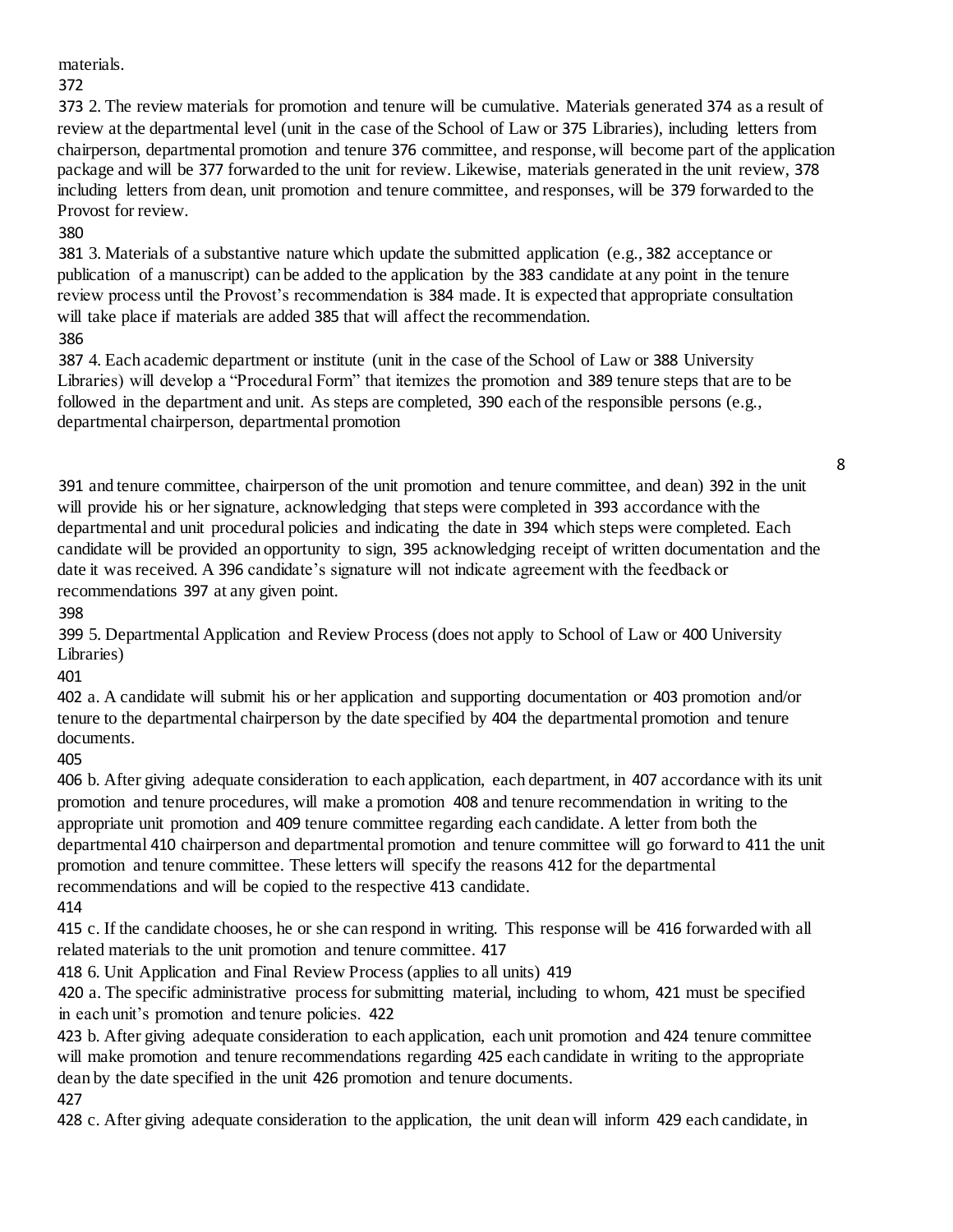materials.

372

373 2. The review materials for promotion and tenure will be cumulative. Materials generated 374 as a result of review at the departmental level (unit in the case of the School of Law or 375 Libraries), including letters from chairperson, departmental promotion and tenure 376 committee, and response, will become part of the application package and will be 377 forwarded to the unit for review. Likewise, materials generated in the unit review, 378 including letters from dean, unit promotion and tenure committee, and responses, will be 379 forwarded to the Provost for review.

380

381 3. Materials of a substantive nature which update the submitted application (e.g., 382 acceptance or publication of a manuscript) can be added to the application by the 383 candidate at any point in the tenure review process until the Provost's recommendation is 384 made. It is expected that appropriate consultation will take place if materials are added 385 that will affect the recommendation.

386

387 4. Each academic department or institute (unit in the case of the School of Law or 388 University Libraries) will develop a "Procedural Form" that itemizes the promotion and 389 tenure steps that are to be followed in the department and unit. As steps are completed, 390 each of the responsible persons (e.g., departmental chairperson, departmental promotion

391 and tenure committee, chairperson of the unit promotion and tenure committee, and dean) 392 in the unit will provide his or her signature, acknowledging that steps were completed in 393 accordance with the departmental and unit procedural policies and indicating the date in 394 which steps were completed. Each candidate will be provided an opportunity to sign, 395 acknowledging receipt of written documentation and the date it was received. A 396 candidate's signature will not indicate agreement with the feedback or recommendations 397 at any given point.

398

399 5. Departmental Application and Review Process (does not apply to School of Law or 400 University Libraries)

401

402 a. A candidate will submit his or her application and supporting documentation or 403 promotion and/or tenure to the departmental chairperson by the date specified by 404 the departmental promotion and tenure documents.

405

406 b. After giving adequate consideration to each application, each department, in 407 accordance with its unit promotion and tenure procedures, will make a promotion 408 and tenure recommendation in writing to the appropriate unit promotion and 409 tenure committee regarding each candidate. A letter from both the departmental 410 chairperson and departmental promotion and tenure committee will go forward to 411 the unit promotion and tenure committee. These letters will specify the reasons 412 for the departmental recommendations and will be copied to the respective 413 candidate.

414

415 c. If the candidate chooses, he or she can respond in writing. This response will be 416 forwarded with all related materials to the unit promotion and tenure committee. 417

418 6. Unit Application and Final Review Process (applies to all units) 419

420 a. The specific administrative process for submitting material, including to whom, 421 must be specified in each unit's promotion and tenure policies. 422

423 b. After giving adequate consideration to each application, each unit promotion and 424 tenure committee will make promotion and tenure recommendations regarding 425 each candidate in writing to the appropriate dean by the date specified in the unit 426 promotion and tenure documents.

427

428 c. After giving adequate consideration to the application, the unit dean will inform 429 each candidate, in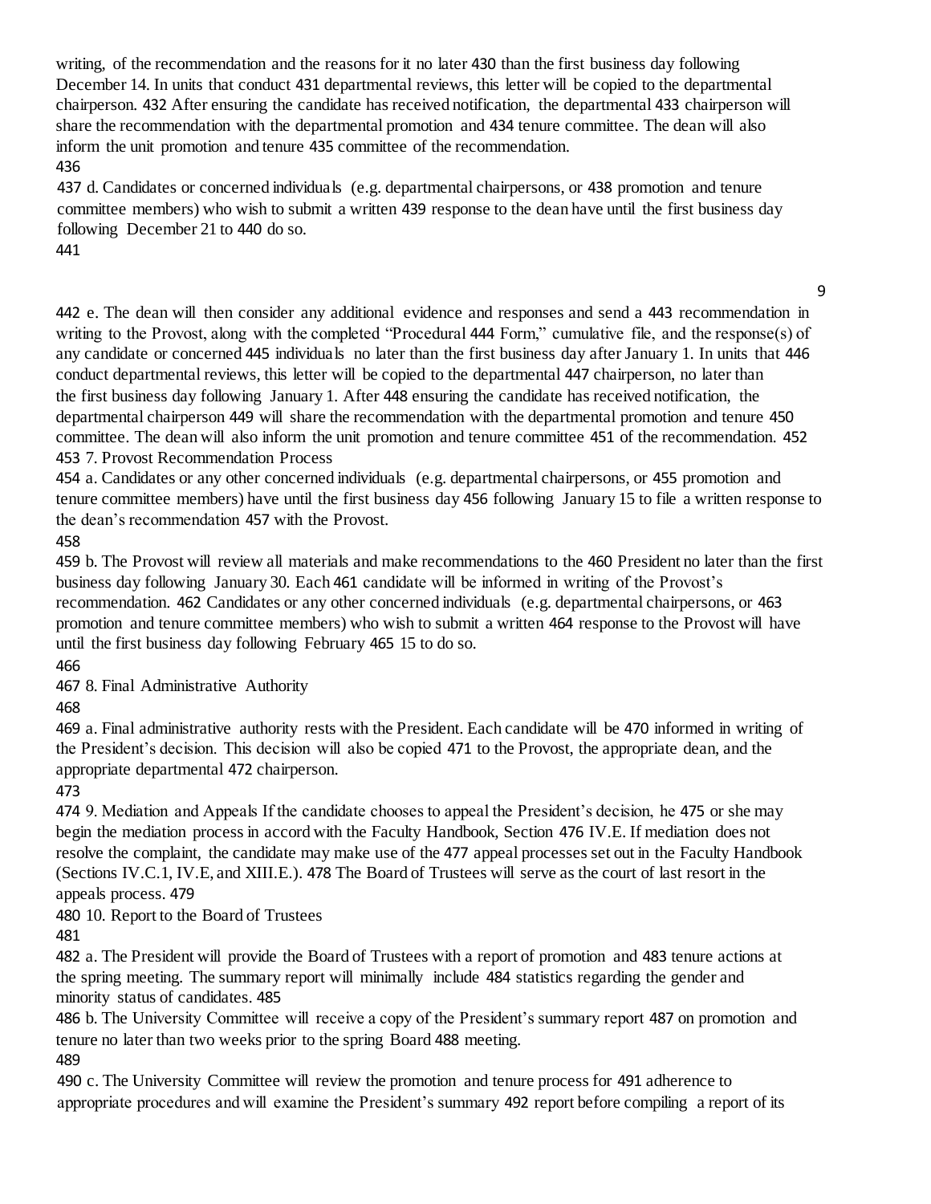writing, of the recommendation and the reasons for it no later 430 than the first business day following December 14. In units that conduct 431 departmental reviews, this letter will be copied to the departmental chairperson. 432 After ensuring the candidate has received notification, the departmental 433 chairperson will share the recommendation with the departmental promotion and 434 tenure committee. The dean will also inform the unit promotion and tenure 435 committee of the recommendation.
436

437 d. Candidates or concerned individuals (e.g. departmental chairpersons, or 438 promotion and tenure committee members) who wish to submit a written 439 response to the dean have until the first business day following December 21 to 440 do so.
441

442 e. The dean will then consider any additional evidence and responses and send a 443 recommendation in writing to the Provost, along with the completed "Procedural 444 Form," cumulative file, and the response(s) of any candidate or concerned 445 individuals no later than the first business day after January 1. In units that 446 conduct departmental reviews, this letter will be copied to the departmental 447 chairperson, no later than the first business day following January 1. After 448 ensuring the candidate has received notification, the departmental chairperson 449 will share the recommendation with the departmental promotion and tenure 450 committee. The dean will also inform the unit promotion and tenure committee 451 of the recommendation. 452

453 7. Provost Recommendation Process

454 a. Candidates or any other concerned individuals (e.g. departmental chairpersons, or 455 promotion and tenure committee members) have until the first business day 456 following January 15 to file a written response to the dean's recommendation 457 with the Provost.
458

459 b. The Provost will review all materials and make recommendations to the 460 President no later than the first business day following January 30. Each 461 candidate will be informed in writing of the Provost's recommendation. 462 Candidates or any other concerned individuals (e.g. departmental chairpersons, or 463 promotion and tenure committee members) who wish to submit a written 464 response to the Provost will have until the first business day following February 465 15 to do so.
466

467 8. Final Administrative Authority
468

469 a. Final administrative authority rests with the President. Each candidate will be 470 informed in writing of the President's decision. This decision will also be copied 471 to the Provost, the appropriate dean, and the appropriate departmental 472 chairperson.
473

474 9. Mediation and Appeals If the candidate chooses to appeal the President's decision, he 475 or she may begin the mediation process in accord with the Faculty Handbook, Section 476 IV.E. If mediation does not resolve the complaint, the candidate may make use of the 477 appeal processes set out in the Faculty Handbook (Sections IV.C.1, IV.E, and XIII.E.). 478 The Board of Trustees will serve as the court of last resort in the appeals process. 479

480 10. Report to the Board of Trustees
481

482 a. The President will provide the Board of Trustees with a report of promotion and 483 tenure actions at the spring meeting. The summary report will minimally include 484 statistics regarding the gender and minority status of candidates. 485

486 b. The University Committee will receive a copy of the President's summary report 487 on promotion and tenure no later than two weeks prior to the spring Board 488 meeting.
489

490 c. The University Committee will review the promotion and tenure process for 491 adherence to appropriate procedures and will examine the President's summary 492 report before compiling a report of its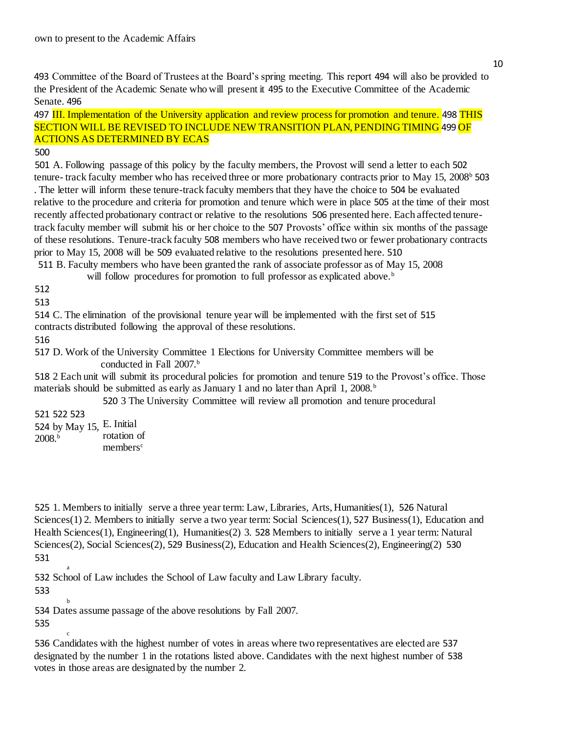own to present to the Academic Affairs

493 Committee of the Board of Trustees at the Board's spring meeting. This report 494 will also be provided to the President of the Academic Senate who will present it 495 to the Executive Committee of the Academic Senate. 496

497 III. Implementation of the University application and review process for promotion and tenure. 498 THIS SECTION WILL BE REVISED TO INCLUDE NEW TRANSITION PLAN, PENDING TIMING 499 OF ACTIONS AS DETERMINED BY ECAS

500

501 A. Following passage of this policy by the faculty members, the Provost will send a letter to each 502 tenure- track faculty member who has received three or more probationary contracts prior to May 15, 2008[b] 503 . The letter will inform these tenure-track faculty members that they have the choice to 504 be evaluated relative to the procedure and criteria for promotion and tenure which were in place 505 at the time of their most recently affected probationary contract or relative to the resolutions 506 presented here. Each affected tenure-track faculty member will submit his or her choice to the 507 Provosts' office within six months of the passage of these resolutions. Tenure-track faculty 508 members who have received two or fewer probationary contracts prior to May 15, 2008 will be 509 evaluated relative to the resolutions presented here. 510

511 B. Faculty members who have been granted the rank of associate professor as of May 15, 2008 will follow procedures for promotion to full professor as explicated above.[b]

512

513

514 C. The elimination of the provisional tenure year will be implemented with the first set of 515 contracts distributed following the approval of these resolutions.

516

517 D. Work of the University Committee 1 Elections for University Committee members will be conducted in Fall 2007.[b]

518 2 Each unit will submit its procedural policies for promotion and tenure 519 to the Provost's office. Those materials should be submitted as early as January 1 and no later than April 1, 2008.[b]

520 3 The University Committee will review all promotion and tenure procedural

521 522 523

524 by May 15, 2008.[b]

E. Initial rotation of members[c]

525 1. Members to initially serve a three year term: Law, Libraries, Arts, Humanities(1), 526 Natural Sciences(1) 2. Members to initially serve a two year term: Social Sciences(1), 527 Business(1), Education and Health Sciences(1), Engineering(1), Humanities(2) 3. 528 Members to initially serve a 1 year term: Natural Sciences(2), Social Sciences(2), 529 Business(2), Education and Health Sciences(2), Engineering(2) 530

531

[a] 532 School of Law includes the School of Law faculty and Law Library faculty.

533

[b] 534 Dates assume passage of the above resolutions by Fall 2007.

535

[c] 536 Candidates with the highest number of votes in areas where two representatives are elected are 537 designated by the number 1 in the rotations listed above. Candidates with the next highest number of 538 votes in those areas are designated by the number 2.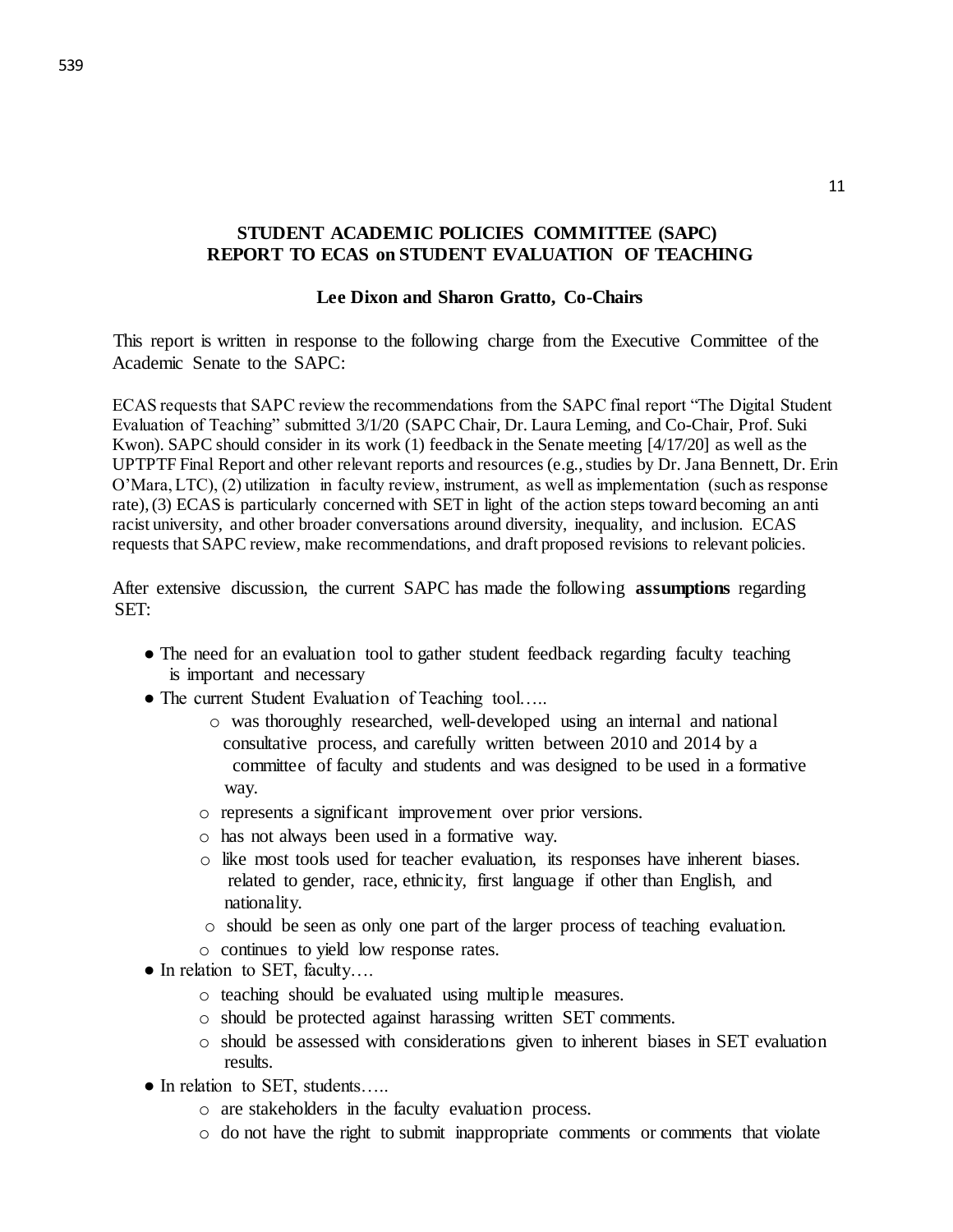**STUDENT ACADEMIC POLICIES COMMITTEE (SAPC)**
**REPORT TO ECAS on STUDENT EVALUATION OF TEACHING**

**Lee Dixon and Sharon Gratto, Co-Chairs**

This report is written in response to the following charge from the Executive Committee of the Academic Senate to the SAPC:

ECAS requests that SAPC review the recommendations from the SAPC final report "The Digital Student Evaluation of Teaching" submitted 3/1/20 (SAPC Chair, Dr. Laura Leming, and Co-Chair, Prof. Suki Kwon). SAPC should consider in its work (1) feedback in the Senate meeting [4/17/20] as well as the UPTPTF Final Report and other relevant reports and resources (e.g., studies by Dr. Jana Bennett, Dr. Erin O'Mara, LTC), (2) utilization in faculty review, instrument, as well as implementation (such as response rate), (3) ECAS is particularly concerned with SET in light of the action steps toward becoming an anti racist university, and other broader conversations around diversity, inequality, and inclusion. ECAS requests that SAPC review, make recommendations, and draft proposed revisions to relevant policies.

After extensive discussion, the current SAPC has made the following **assumptions** regarding SET:

- The need for an evaluation tool to gather student feedback regarding faculty teaching is important and necessary
- The current Student Evaluation of Teaching tool…..
  - was thoroughly researched, well-developed using an internal and national consultative process, and carefully written between 2010 and 2014 by a committee of faculty and students and was designed to be used in a formative way.
  - represents a significant improvement over prior versions.
  - has not always been used in a formative way.
  - like most tools used for teacher evaluation, its responses have inherent biases. related to gender, race, ethnicity, first language if other than English, and nationality.
  - should be seen as only one part of the larger process of teaching evaluation.
  - continues to yield low response rates.
- In relation to SET, faculty….
  - teaching should be evaluated using multiple measures.
  - should be protected against harassing written SET comments.
  - should be assessed with considerations given to inherent biases in SET evaluation results.
- In relation to SET, students…..
  - are stakeholders in the faculty evaluation process.
  - do not have the right to submit inappropriate comments or comments that violate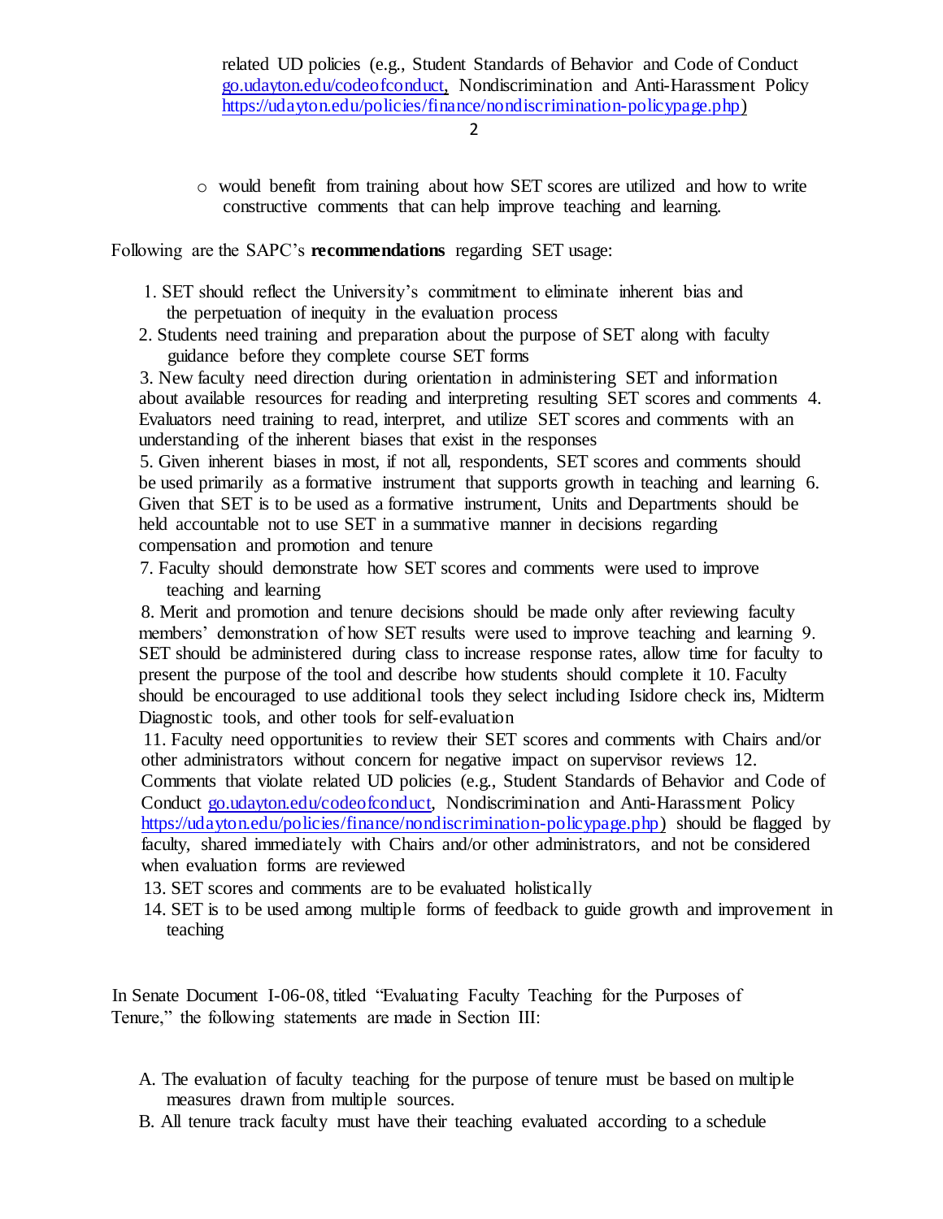related UD policies (e.g., Student Standards of Behavior and Code of Conduct go.udayton.edu/codeofconduct, Nondiscrimination and Anti-Harassment Policy https://udayton.edu/policies/finance/nondiscrimination-policypage.php)

- would benefit from training about how SET scores are utilized and how to write constructive comments that can help improve teaching and learning.

Following are the SAPC's **recommendations** regarding SET usage:

1. SET should reflect the University's commitment to eliminate inherent bias and the perpetuation of inequity in the evaluation process
2. Students need training and preparation about the purpose of SET along with faculty guidance before they complete course SET forms
3. New faculty need direction during orientation in administering SET and information about available resources for reading and interpreting resulting SET scores and comments
4. Evaluators need training to read, interpret, and utilize SET scores and comments with an understanding of the inherent biases that exist in the responses
5. Given inherent biases in most, if not all, respondents, SET scores and comments should be used primarily as a formative instrument that supports growth in teaching and learning
6. Given that SET is to be used as a formative instrument, Units and Departments should be held accountable not to use SET in a summative manner in decisions regarding compensation and promotion and tenure
7. Faculty should demonstrate how SET scores and comments were used to improve teaching and learning
8. Merit and promotion and tenure decisions should be made only after reviewing faculty members' demonstration of how SET results were used to improve teaching and learning
9. SET should be administered during class to increase response rates, allow time for faculty to present the purpose of the tool and describe how students should complete it
10. Faculty should be encouraged to use additional tools they select including Isidore check ins, Midterm Diagnostic tools, and other tools for self-evaluation
11. Faculty need opportunities to review their SET scores and comments with Chairs and/or other administrators without concern for negative impact on supervisor reviews
12. Comments that violate related UD policies (e.g., Student Standards of Behavior and Code of Conduct go.udayton.edu/codeofconduct, Nondiscrimination and Anti-Harassment Policy https://udayton.edu/policies/finance/nondiscrimination-policypage.php) should be flagged by faculty, shared immediately with Chairs and/or other administrators, and not be considered when evaluation forms are reviewed
13. SET scores and comments are to be evaluated holistically
14. SET is to be used among multiple forms of feedback to guide growth and improvement in teaching

In Senate Document I-06-08, titled "Evaluating Faculty Teaching for the Purposes of Tenure," the following statements are made in Section III:

A. The evaluation of faculty teaching for the purpose of tenure must be based on multiple measures drawn from multiple sources.

B. All tenure track faculty must have their teaching evaluated according to a schedule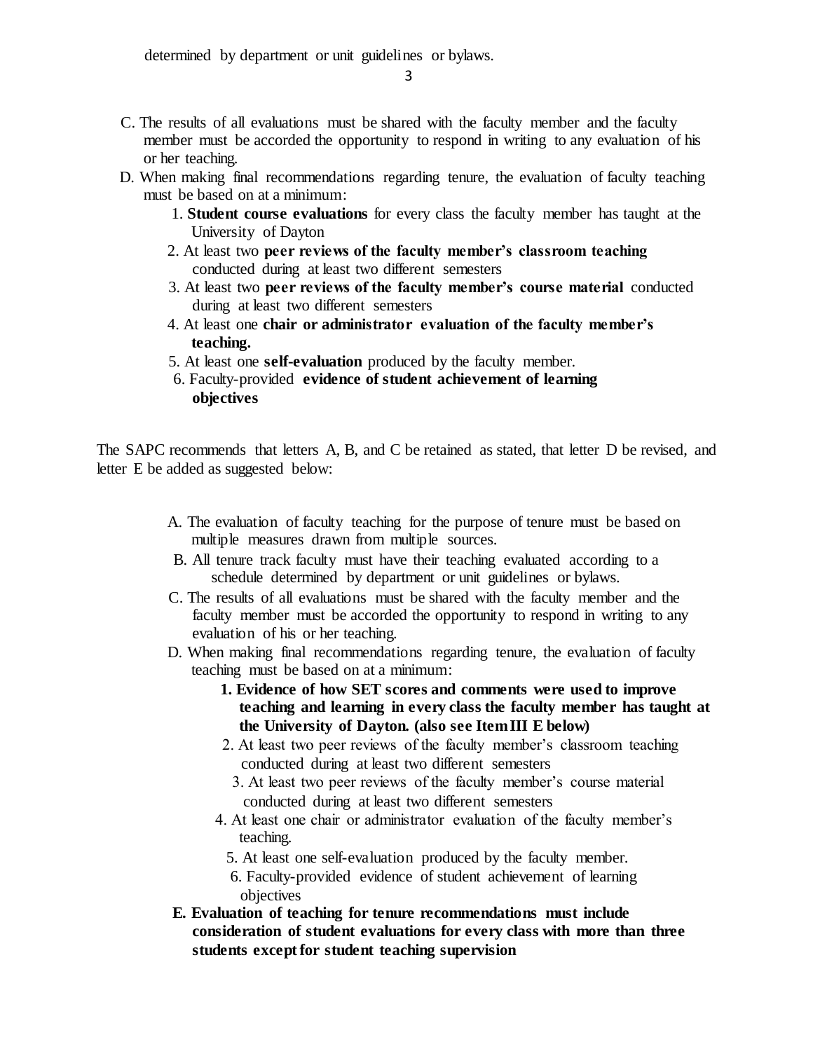determined by department or unit guidelines or bylaws.

C. The results of all evaluations must be shared with the faculty member and the faculty member must be accorded the opportunity to respond in writing to any evaluation of his or her teaching.

D. When making final recommendations regarding tenure, the evaluation of faculty teaching must be based on at a minimum:

1. **Student course evaluations** for every class the faculty member has taught at the University of Dayton
2. At least two **peer reviews of the faculty member's classroom teaching** conducted during at least two different semesters
3. At least two **peer reviews of the faculty member's course material** conducted during at least two different semesters
4. At least one **chair or administrator evaluation of the faculty member's teaching.**
5. At least one **self-evaluation** produced by the faculty member.
6. Faculty-provided **evidence of student achievement of learning objectives**

The SAPC recommends that letters A, B, and C be retained as stated, that letter D be revised, and letter E be added as suggested below:

A. The evaluation of faculty teaching for the purpose of tenure must be based on multiple measures drawn from multiple sources.

B. All tenure track faculty must have their teaching evaluated according to a schedule determined by department or unit guidelines or bylaws.

C. The results of all evaluations must be shared with the faculty member and the faculty member must be accorded the opportunity to respond in writing to any evaluation of his or her teaching.

D. When making final recommendations regarding tenure, the evaluation of faculty teaching must be based on at a minimum:

1. **Evidence of how SET scores and comments were used to improve teaching and learning in every class the faculty member has taught at the University of Dayton. (also see Item III E below)**
2. At least two peer reviews of the faculty member's classroom teaching conducted during at least two different semesters
3. At least two peer reviews of the faculty member's course material conducted during at least two different semesters
4. At least one chair or administrator evaluation of the faculty member's teaching.
5. At least one self-evaluation produced by the faculty member.
6. Faculty-provided evidence of student achievement of learning objectives

**E. Evaluation of teaching for tenure recommendations must include consideration of student evaluations for every class with more than three students except for student teaching supervision**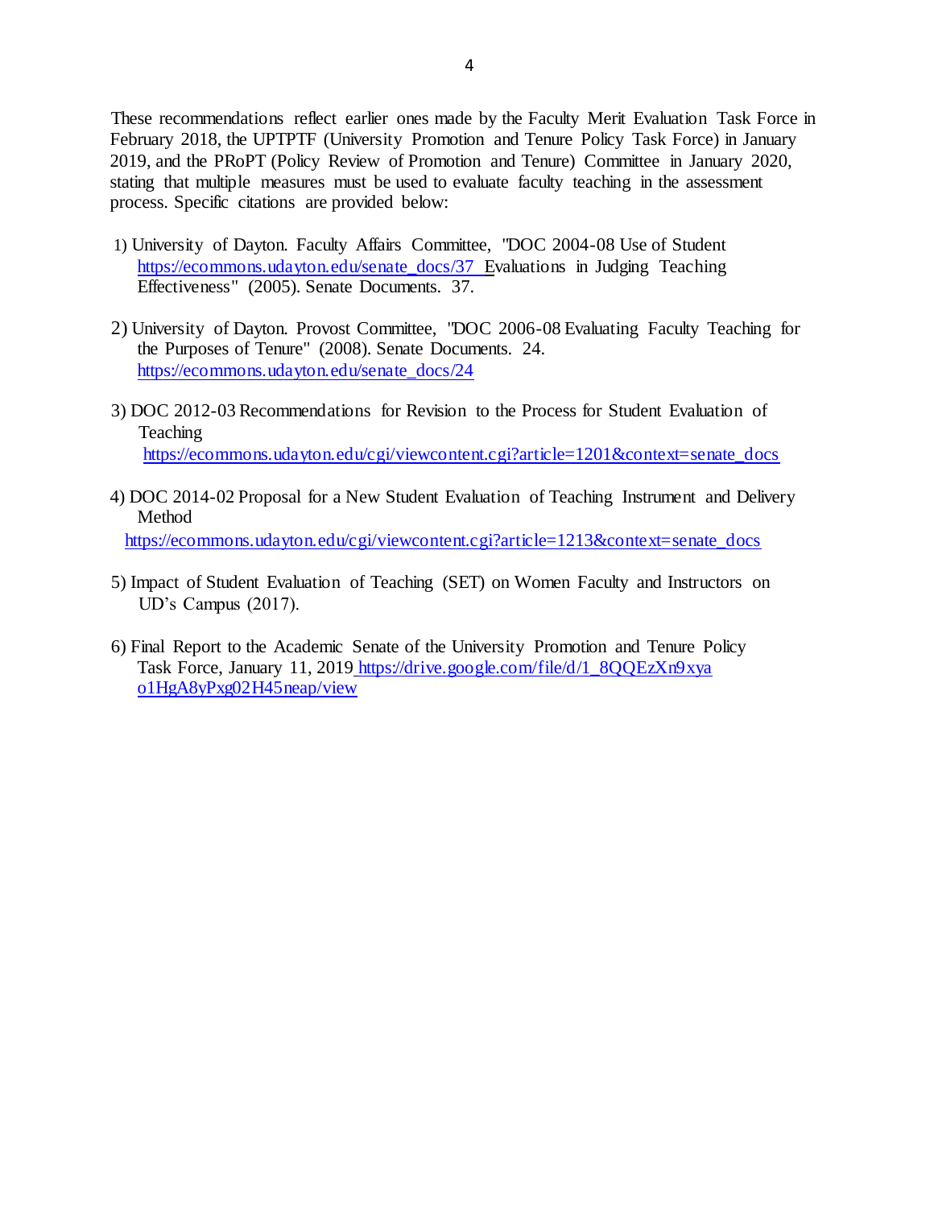These recommendations reflect earlier ones made by the Faculty Merit Evaluation Task Force in February 2018, the UPTPTF (University Promotion and Tenure Policy Task Force) in January 2019, and the PRoPT (Policy Review of Promotion and Tenure) Committee in January 2020, stating that multiple measures must be used to evaluate faculty teaching in the assessment process. Specific citations are provided below:

1) University of Dayton. Faculty Affairs Committee, "DOC 2004-08 Use of Student https://ecommons.udayton.edu/senate_docs/37 Evaluations in Judging Teaching Effectiveness" (2005). Senate Documents. 37.

2) University of Dayton. Provost Committee, "DOC 2006-08 Evaluating Faculty Teaching for the Purposes of Tenure" (2008). Senate Documents. 24. https://ecommons.udayton.edu/senate_docs/24

3) DOC 2012-03 Recommendations for Revision to the Process for Student Evaluation of Teaching https://ecommons.udayton.edu/cgi/viewcontent.cgi?article=1201&context=senate_docs

4) DOC 2014-02 Proposal for a New Student Evaluation of Teaching Instrument and Delivery Method https://ecommons.udayton.edu/cgi/viewcontent.cgi?article=1213&context=senate_docs

5) Impact of Student Evaluation of Teaching (SET) on Women Faculty and Instructors on UD's Campus (2017).

6) Final Report to the Academic Senate of the University Promotion and Tenure Policy Task Force, January 11, 2019 https://drive.google.com/file/d/1_8QQEzXn9xyao1HgA8yPxg02H45neap/view